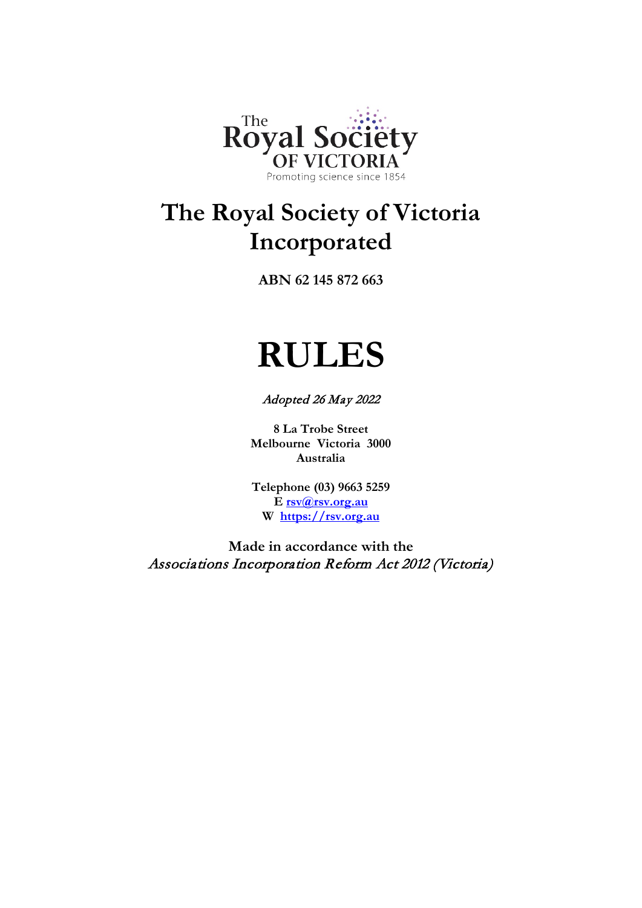The Royal Society OF VICTORIA

Promoting science since 1854

# The Royal Society of Victoria Incorporated

**ABN 62 145 872 663**

# RULES

*Adopted 26 May 2022*

**8 La Trobe Street**
**Melbourne Victoria 3000**
**Australia**

**Telephone (03) 9663 5259**
**E rsv@rsv.org.au**
**W https://rsv.org.au**

**Made in accordance with the**
***Associations Incorporation Reform Act 2012 (Victoria)***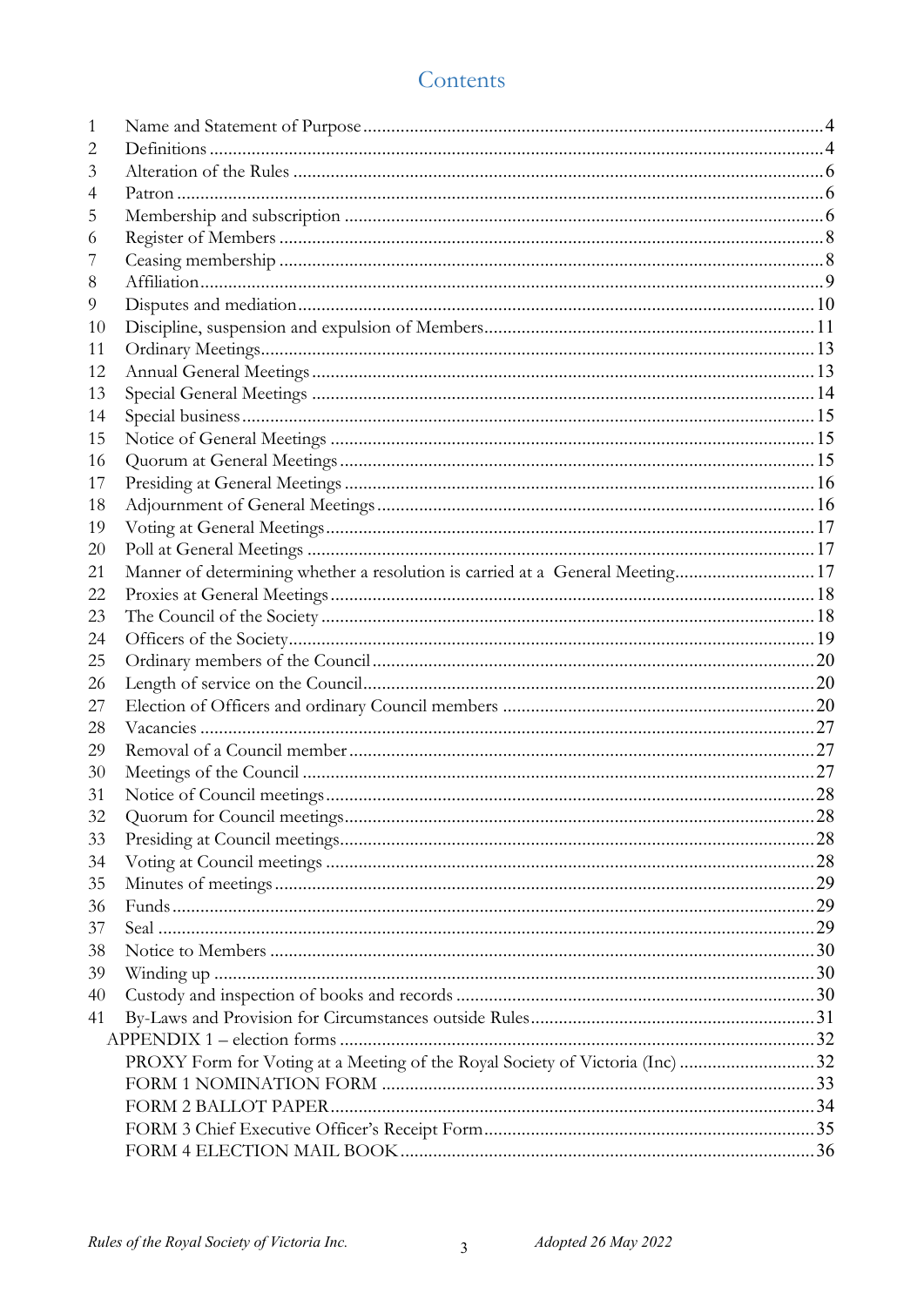# Contents

| | | |
|---|---|---|
| 1 | Name and Statement of Purpose | 4 |
| 2 | Definitions | 4 |
| 3 | Alteration of the Rules | 6 |
| 4 | Patron | 6 |
| 5 | Membership and subscription | 6 |
| 6 | Register of Members | 8 |
| 7 | Ceasing membership | 8 |
| 8 | Affiliation | 9 |
| 9 | Disputes and mediation | 10 |
| 10 | Discipline, suspension and expulsion of Members | 11 |
| 11 | Ordinary Meetings | 13 |
| 12 | Annual General Meetings | 13 |
| 13 | Special General Meetings | 14 |
| 14 | Special business | 15 |
| 15 | Notice of General Meetings | 15 |
| 16 | Quorum at General Meetings | 15 |
| 17 | Presiding at General Meetings | 16 |
| 18 | Adjournment of General Meetings | 16 |
| 19 | Voting at General Meetings | 17 |
| 20 | Poll at General Meetings | 17 |
| 21 | Manner of determining whether a resolution is carried at a General Meeting | 17 |
| 22 | Proxies at General Meetings | 18 |
| 23 | The Council of the Society | 18 |
| 24 | Officers of the Society | 19 |
| 25 | Ordinary members of the Council | 20 |
| 26 | Length of service on the Council | 20 |
| 27 | Election of Officers and ordinary Council members | 20 |
| 28 | Vacancies | 27 |
| 29 | Removal of a Council member | 27 |
| 30 | Meetings of the Council | 27 |
| 31 | Notice of Council meetings | 28 |
| 32 | Quorum for Council meetings | 28 |
| 33 | Presiding at Council meetings | 28 |
| 34 | Voting at Council meetings | 28 |
| 35 | Minutes of meetings | 29 |
| 36 | Funds | 29 |
| 37 | Seal | 29 |
| 38 | Notice to Members | 30 |
| 39 | Winding up | 30 |
| 40 | Custody and inspection of books and records | 30 |
| 41 | By-Laws and Provision for Circumstances outside Rules | 31 |
| | APPENDIX 1 – election forms | 32 |
| | PROXY Form for Voting at a Meeting of the Royal Society of Victoria (Inc) | 32 |
| | FORM 1 NOMINATION FORM | 33 |
| | FORM 2 BALLOT PAPER | 34 |
| | FORM 3 Chief Executive Officer's Receipt Form | 35 |
| | FORM 4 ELECTION MAIL BOOK | 36 |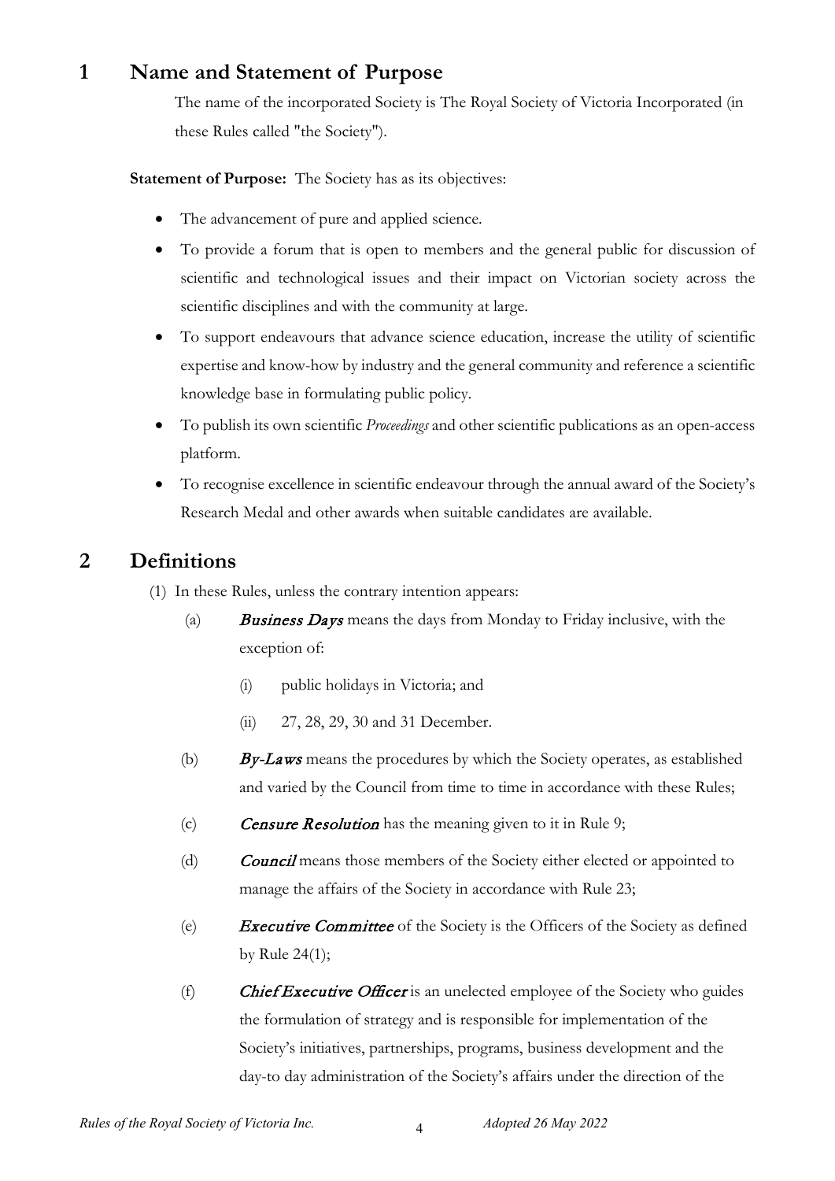# 1 Name and Statement of Purpose

The name of the incorporated Society is The Royal Society of Victoria Incorporated (in these Rules called "the Society").

**Statement of Purpose:** The Society has as its objectives:

- The advancement of pure and applied science.
- To provide a forum that is open to members and the general public for discussion of scientific and technological issues and their impact on Victorian society across the scientific disciplines and with the community at large.
- To support endeavours that advance science education, increase the utility of scientific expertise and know-how by industry and the general community and reference a scientific knowledge base in formulating public policy.
- To publish its own scientific *Proceedings* and other scientific publications as an open-access platform.
- To recognise excellence in scientific endeavour through the annual award of the Society's Research Medal and other awards when suitable candidates are available.

# 2 Definitions

(1) In these Rules, unless the contrary intention appears:

(a) ***Business Days*** means the days from Monday to Friday inclusive, with the exception of:

(i) public holidays in Victoria; and

(ii) 27, 28, 29, 30 and 31 December.

(b) ***By-Laws*** means the procedures by which the Society operates, as established and varied by the Council from time to time in accordance with these Rules;

(c) ***Censure Resolution*** has the meaning given to it in Rule 9;

(d) ***Council*** means those members of the Society either elected or appointed to manage the affairs of the Society in accordance with Rule 23;

(e) ***Executive Committee*** of the Society is the Officers of the Society as defined by Rule 24(1);

(f) ***Chief Executive Officer*** is an unelected employee of the Society who guides the formulation of strategy and is responsible for implementation of the Society's initiatives, partnerships, programs, business development and the day-to day administration of the Society's affairs under the direction of the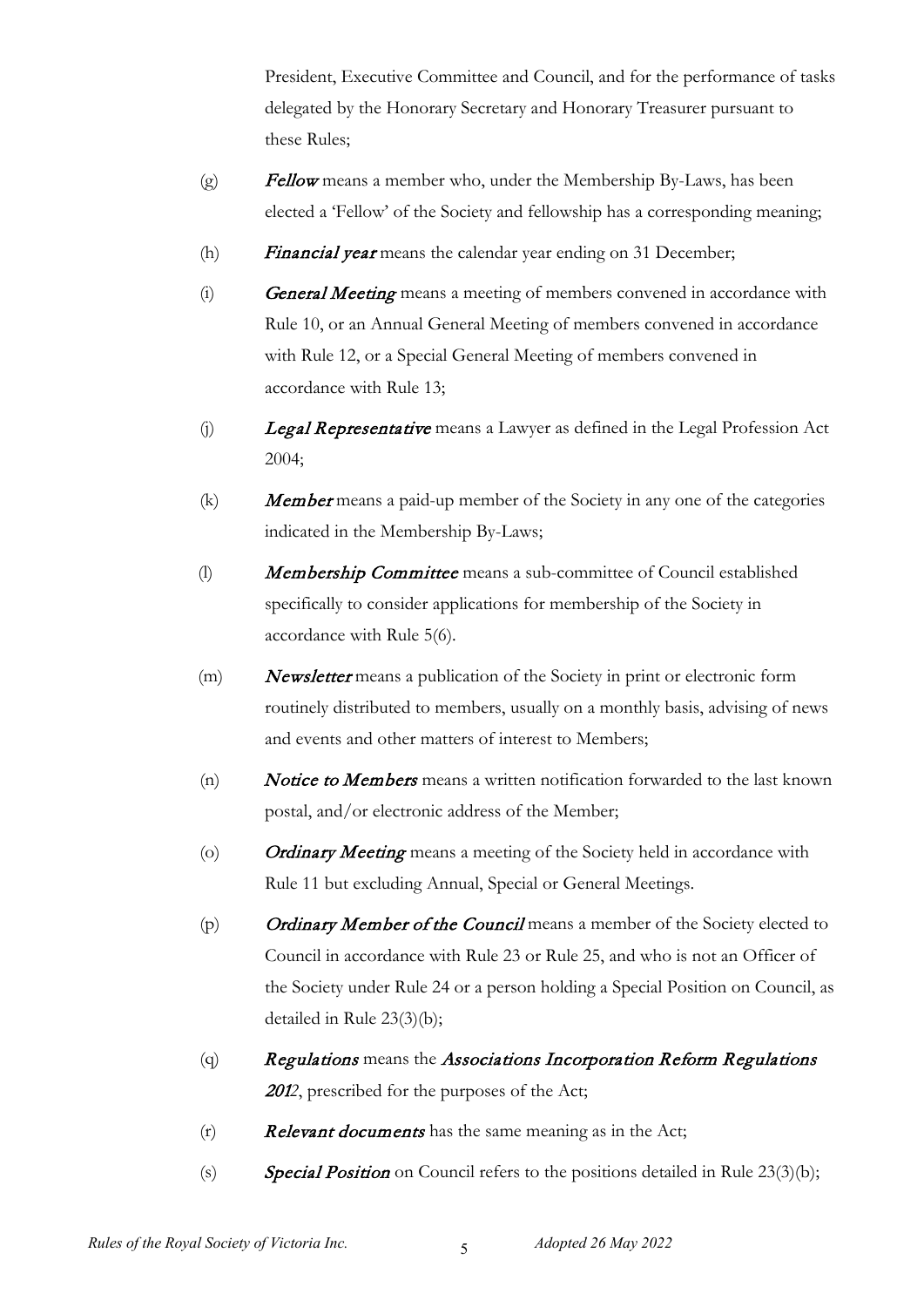President, Executive Committee and Council, and for the performance of tasks delegated by the Honorary Secretary and Honorary Treasurer pursuant to these Rules;

(g) ***Fellow*** means a member who, under the Membership By-Laws, has been elected a 'Fellow' of the Society and fellowship has a corresponding meaning;

(h) ***Financial year*** means the calendar year ending on 31 December;

(i) ***General Meeting*** means a meeting of members convened in accordance with Rule 10, or an Annual General Meeting of members convened in accordance with Rule 12, or a Special General Meeting of members convened in accordance with Rule 13;

(j) ***Legal Representative*** means a Lawyer as defined in the Legal Profession Act 2004;

(k) ***Member*** means a paid-up member of the Society in any one of the categories indicated in the Membership By-Laws;

(l) ***Membership Committee*** means a sub-committee of Council established specifically to consider applications for membership of the Society in accordance with Rule 5(6).

(m) ***Newsletter*** means a publication of the Society in print or electronic form routinely distributed to members, usually on a monthly basis, advising of news and events and other matters of interest to Members;

(n) ***Notice to Members*** means a written notification forwarded to the last known postal, and/or electronic address of the Member;

(o) ***Ordinary Meeting*** means a meeting of the Society held in accordance with Rule 11 but excluding Annual, Special or General Meetings.

(p) ***Ordinary Member of the Council*** means a member of the Society elected to Council in accordance with Rule 23 or Rule 25, and who is not an Officer of the Society under Rule 24 or a person holding a Special Position on Council, as detailed in Rule 23(3)(b);

(q) ***Regulations*** means the ***Associations Incorporation Reform Regulations 2012***, prescribed for the purposes of the Act;

(r) ***Relevant documents*** has the same meaning as in the Act;

(s) ***Special Position*** on Council refers to the positions detailed in Rule 23(3)(b);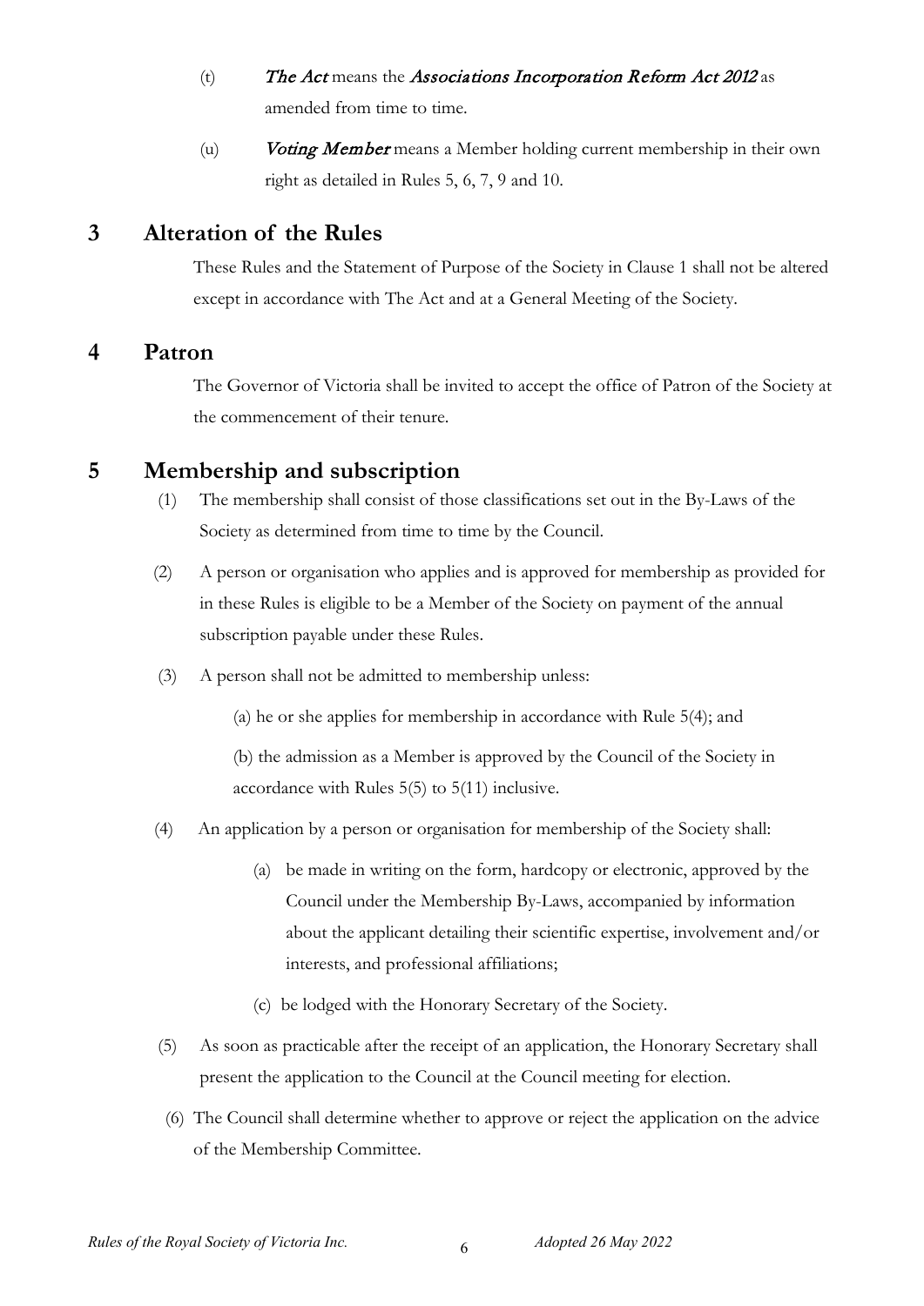(t) ***The Act*** means the ***Associations Incorporation Reform Act 2012*** as amended from time to time.

(u) ***Voting Member*** means a Member holding current membership in their own right as detailed in Rules 5, 6, 7, 9 and 10.

## 3 Alteration of the Rules

These Rules and the Statement of Purpose of the Society in Clause 1 shall not be altered except in accordance with The Act and at a General Meeting of the Society.

## 4 Patron

The Governor of Victoria shall be invited to accept the office of Patron of the Society at the commencement of their tenure.

## 5 Membership and subscription

(1) The membership shall consist of those classifications set out in the By-Laws of the Society as determined from time to time by the Council.

(2) A person or organisation who applies and is approved for membership as provided for in these Rules is eligible to be a Member of the Society on payment of the annual subscription payable under these Rules.

(3) A person shall not be admitted to membership unless:

(a) he or she applies for membership in accordance with Rule 5(4); and

(b) the admission as a Member is approved by the Council of the Society in accordance with Rules 5(5) to 5(11) inclusive.

(4) An application by a person or organisation for membership of the Society shall:

(a) be made in writing on the form, hardcopy or electronic, approved by the Council under the Membership By-Laws, accompanied by information about the applicant detailing their scientific expertise, involvement and/or interests, and professional affiliations;

(c) be lodged with the Honorary Secretary of the Society.

(5) As soon as practicable after the receipt of an application, the Honorary Secretary shall present the application to the Council at the Council meeting for election.

(6) The Council shall determine whether to approve or reject the application on the advice of the Membership Committee.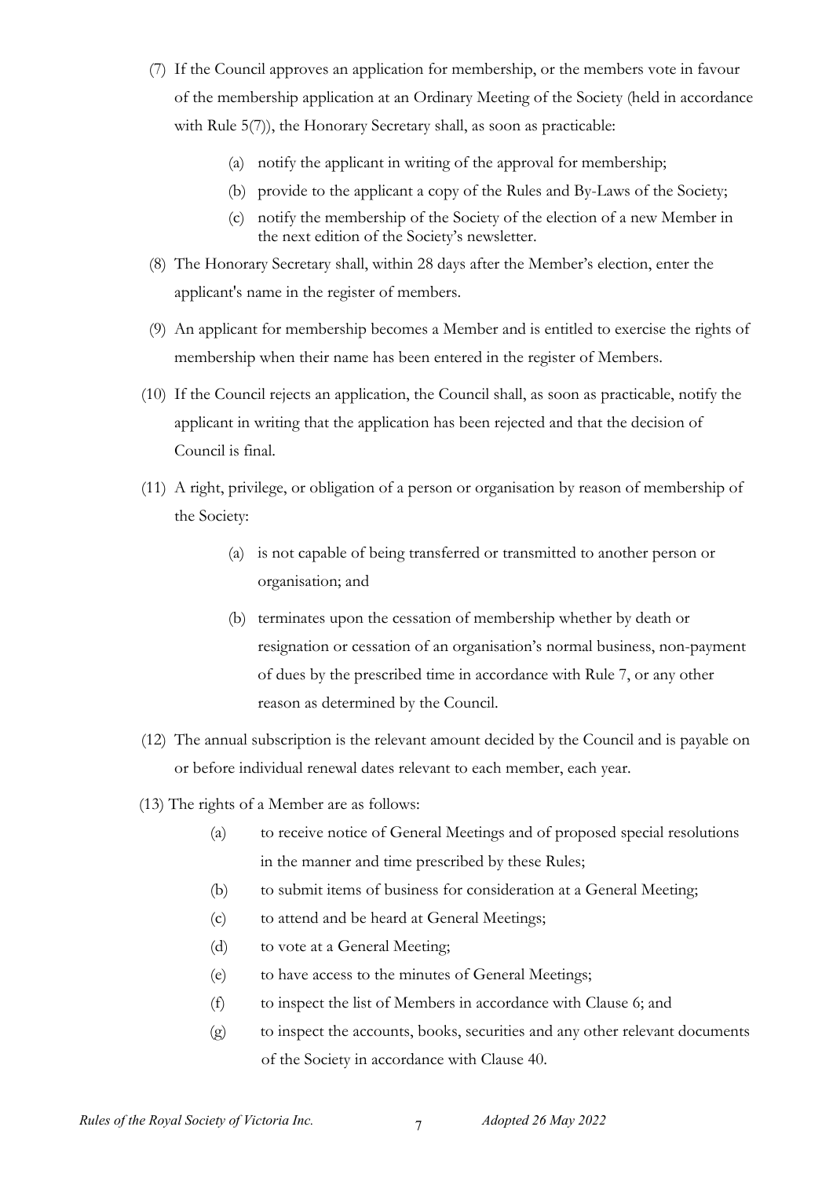(7) If the Council approves an application for membership, or the members vote in favour of the membership application at an Ordinary Meeting of the Society (held in accordance with Rule 5(7)), the Honorary Secretary shall, as soon as practicable:

   (a) notify the applicant in writing of the approval for membership;

   (b) provide to the applicant a copy of the Rules and By-Laws of the Society;

   (c) notify the membership of the Society of the election of a new Member in the next edition of the Society's newsletter.

(8) The Honorary Secretary shall, within 28 days after the Member's election, enter the applicant's name in the register of members.

(9) An applicant for membership becomes a Member and is entitled to exercise the rights of membership when their name has been entered in the register of Members.

(10) If the Council rejects an application, the Council shall, as soon as practicable, notify the applicant in writing that the application has been rejected and that the decision of Council is final.

(11) A right, privilege, or obligation of a person or organisation by reason of membership of the Society:

   (a) is not capable of being transferred or transmitted to another person or organisation; and

   (b) terminates upon the cessation of membership whether by death or resignation or cessation of an organisation's normal business, non-payment of dues by the prescribed time in accordance with Rule 7, or any other reason as determined by the Council.

(12) The annual subscription is the relevant amount decided by the Council and is payable on or before individual renewal dates relevant to each member, each year.

(13) The rights of a Member are as follows:

   (a) to receive notice of General Meetings and of proposed special resolutions in the manner and time prescribed by these Rules;

   (b) to submit items of business for consideration at a General Meeting;

   (c) to attend and be heard at General Meetings;

   (d) to vote at a General Meeting;

   (e) to have access to the minutes of General Meetings;

   (f) to inspect the list of Members in accordance with Clause 6; and

   (g) to inspect the accounts, books, securities and any other relevant documents of the Society in accordance with Clause 40.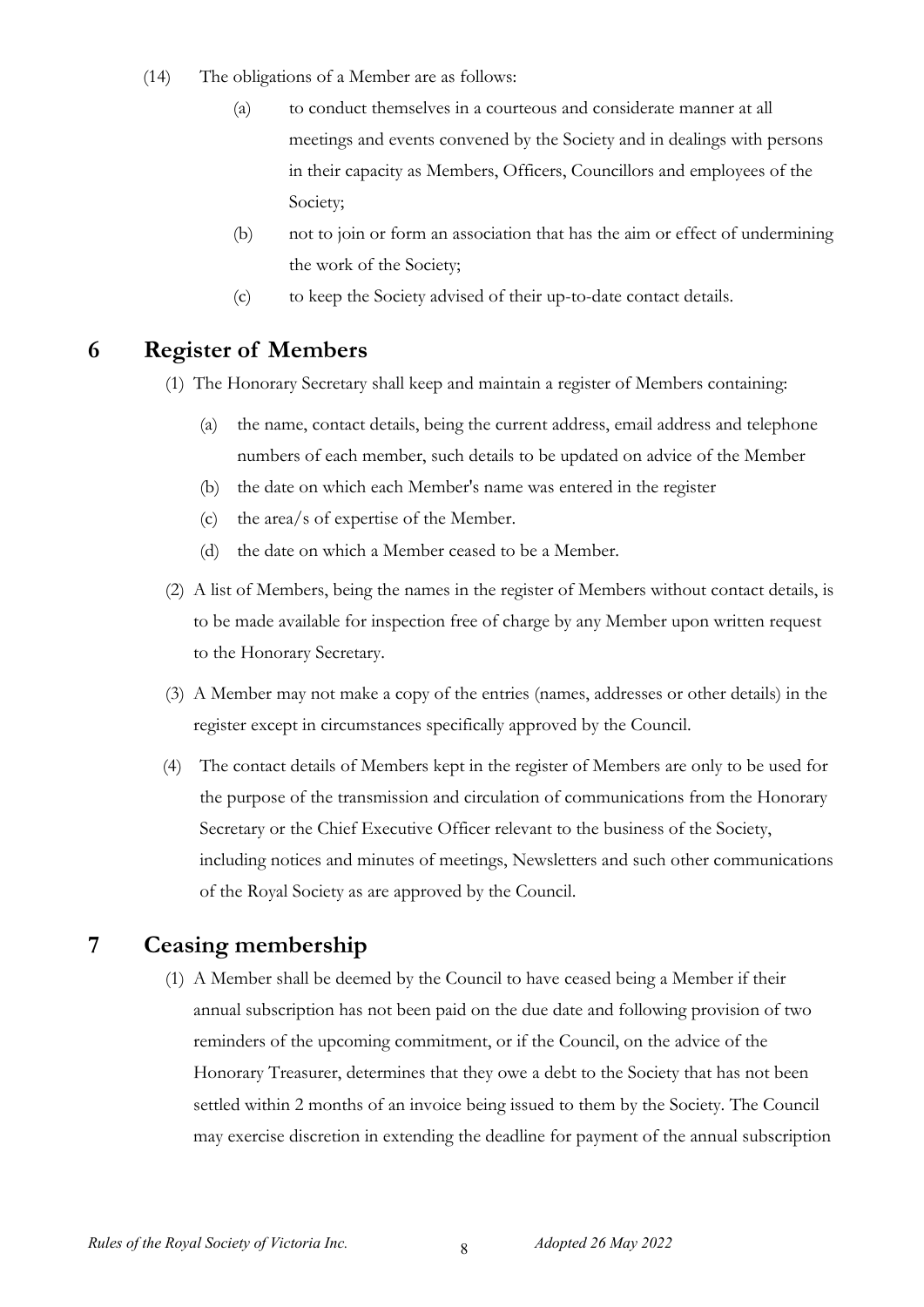(14) The obligations of a Member are as follows:

(a) to conduct themselves in a courteous and considerate manner at all meetings and events convened by the Society and in dealings with persons in their capacity as Members, Officers, Councillors and employees of the Society;

(b) not to join or form an association that has the aim or effect of undermining the work of the Society;

(c) to keep the Society advised of their up-to-date contact details.

## 6 Register of Members

(1) The Honorary Secretary shall keep and maintain a register of Members containing:

(a) the name, contact details, being the current address, email address and telephone numbers of each member, such details to be updated on advice of the Member

(b) the date on which each Member's name was entered in the register

(c) the area/s of expertise of the Member.

(d) the date on which a Member ceased to be a Member.

(2) A list of Members, being the names in the register of Members without contact details, is to be made available for inspection free of charge by any Member upon written request to the Honorary Secretary.

(3) A Member may not make a copy of the entries (names, addresses or other details) in the register except in circumstances specifically approved by the Council.

(4) The contact details of Members kept in the register of Members are only to be used for the purpose of the transmission and circulation of communications from the Honorary Secretary or the Chief Executive Officer relevant to the business of the Society, including notices and minutes of meetings, Newsletters and such other communications of the Royal Society as are approved by the Council.

## 7 Ceasing membership

(1) A Member shall be deemed by the Council to have ceased being a Member if their annual subscription has not been paid on the due date and following provision of two reminders of the upcoming commitment, or if the Council, on the advice of the Honorary Treasurer, determines that they owe a debt to the Society that has not been settled within 2 months of an invoice being issued to them by the Society. The Council may exercise discretion in extending the deadline for payment of the annual subscription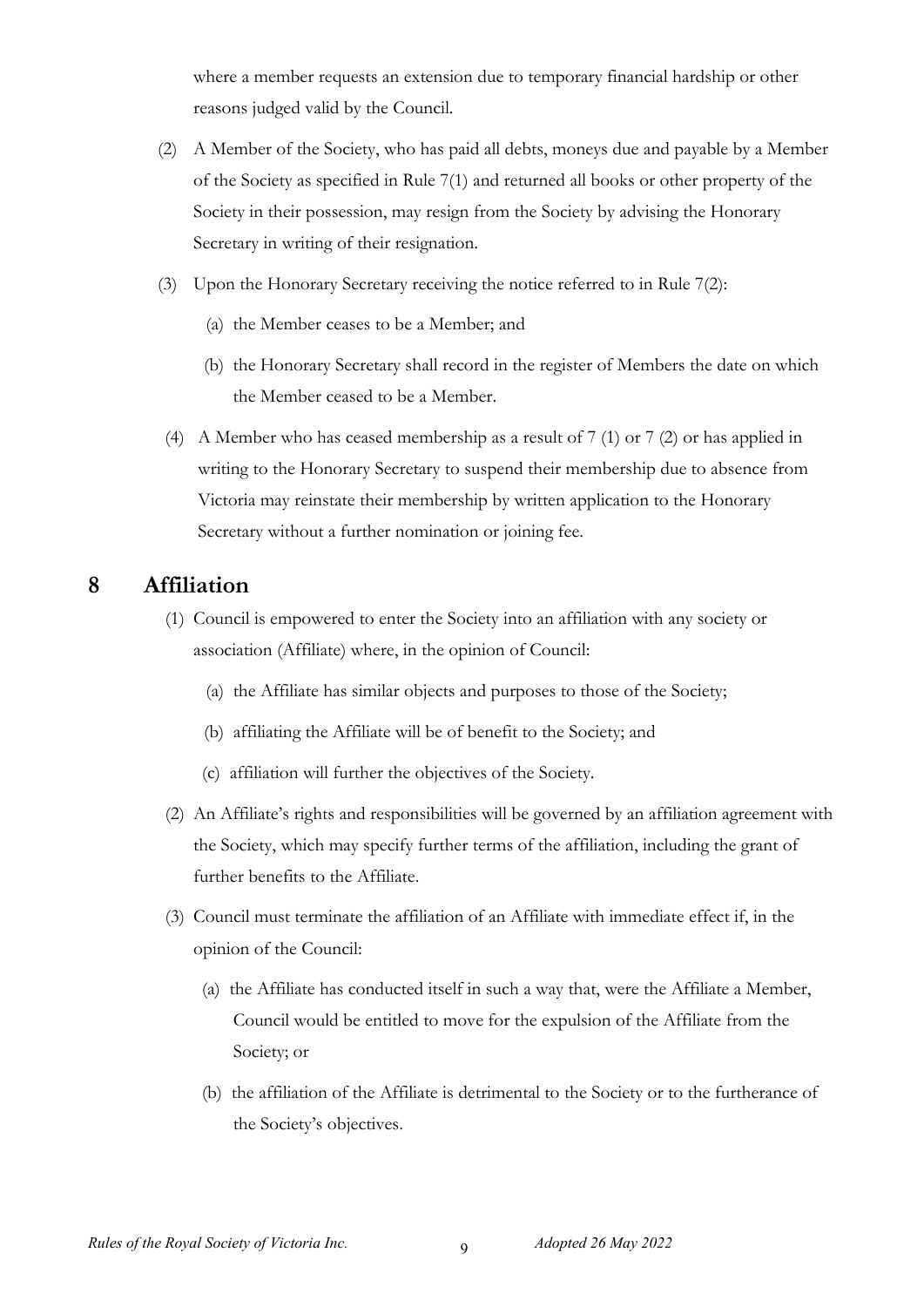where a member requests an extension due to temporary financial hardship or other reasons judged valid by the Council.

(2) A Member of the Society, who has paid all debts, moneys due and payable by a Member of the Society as specified in Rule 7(1) and returned all books or other property of the Society in their possession, may resign from the Society by advising the Honorary Secretary in writing of their resignation.

(3) Upon the Honorary Secretary receiving the notice referred to in Rule 7(2):

   (a) the Member ceases to be a Member; and

   (b) the Honorary Secretary shall record in the register of Members the date on which the Member ceased to be a Member.

(4) A Member who has ceased membership as a result of 7 (1) or 7 (2) or has applied in writing to the Honorary Secretary to suspend their membership due to absence from Victoria may reinstate their membership by written application to the Honorary Secretary without a further nomination or joining fee.

## 8 Affiliation

(1) Council is empowered to enter the Society into an affiliation with any society or association (Affiliate) where, in the opinion of Council:

   (a) the Affiliate has similar objects and purposes to those of the Society;

   (b) affiliating the Affiliate will be of benefit to the Society; and

   (c) affiliation will further the objectives of the Society.

(2) An Affiliate's rights and responsibilities will be governed by an affiliation agreement with the Society, which may specify further terms of the affiliation, including the grant of further benefits to the Affiliate.

(3) Council must terminate the affiliation of an Affiliate with immediate effect if, in the opinion of the Council:

   (a) the Affiliate has conducted itself in such a way that, were the Affiliate a Member, Council would be entitled to move for the expulsion of the Affiliate from the Society; or

   (b) the affiliation of the Affiliate is detrimental to the Society or to the furtherance of the Society's objectives.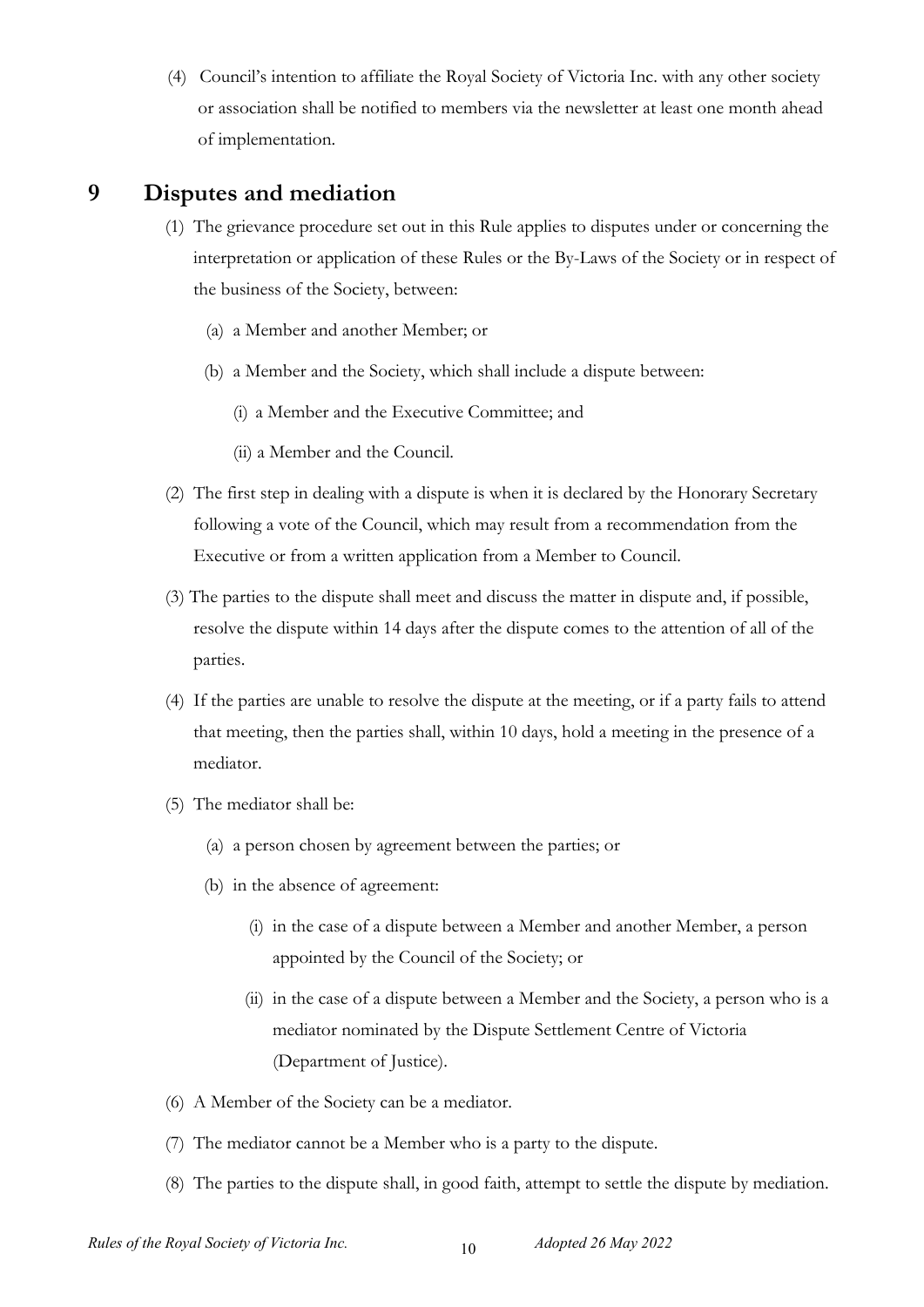(4) Council's intention to affiliate the Royal Society of Victoria Inc. with any other society or association shall be notified to members via the newsletter at least one month ahead of implementation.

# 9 Disputes and mediation

(1) The grievance procedure set out in this Rule applies to disputes under or concerning the interpretation or application of these Rules or the By-Laws of the Society or in respect of the business of the Society, between:

(a) a Member and another Member; or

(b) a Member and the Society, which shall include a dispute between:

(i) a Member and the Executive Committee; and

(ii) a Member and the Council.

(2) The first step in dealing with a dispute is when it is declared by the Honorary Secretary following a vote of the Council, which may result from a recommendation from the Executive or from a written application from a Member to Council.

(3) The parties to the dispute shall meet and discuss the matter in dispute and, if possible, resolve the dispute within 14 days after the dispute comes to the attention of all of the parties.

(4) If the parties are unable to resolve the dispute at the meeting, or if a party fails to attend that meeting, then the parties shall, within 10 days, hold a meeting in the presence of a mediator.

(5) The mediator shall be:

(a) a person chosen by agreement between the parties; or

(b) in the absence of agreement:

(i) in the case of a dispute between a Member and another Member, a person appointed by the Council of the Society; or

(ii) in the case of a dispute between a Member and the Society, a person who is a mediator nominated by the Dispute Settlement Centre of Victoria (Department of Justice).

(6) A Member of the Society can be a mediator.

(7) The mediator cannot be a Member who is a party to the dispute.

(8) The parties to the dispute shall, in good faith, attempt to settle the dispute by mediation.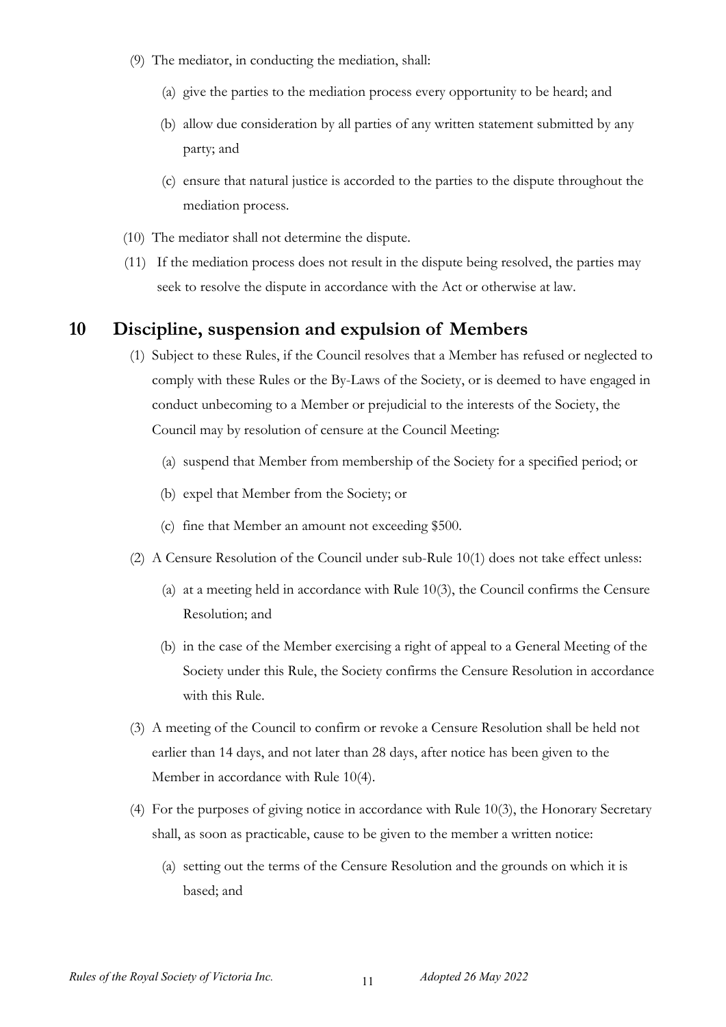(9) The mediator, in conducting the mediation, shall:

(a) give the parties to the mediation process every opportunity to be heard; and

(b) allow due consideration by all parties of any written statement submitted by any party; and

(c) ensure that natural justice is accorded to the parties to the dispute throughout the mediation process.

(10) The mediator shall not determine the dispute.

(11) If the mediation process does not result in the dispute being resolved, the parties may seek to resolve the dispute in accordance with the Act or otherwise at law.

## 10 Discipline, suspension and expulsion of Members

(1) Subject to these Rules, if the Council resolves that a Member has refused or neglected to comply with these Rules or the By-Laws of the Society, or is deemed to have engaged in conduct unbecoming to a Member or prejudicial to the interests of the Society, the Council may by resolution of censure at the Council Meeting:

(a) suspend that Member from membership of the Society for a specified period; or

(b) expel that Member from the Society; or

(c) fine that Member an amount not exceeding $500.

(2) A Censure Resolution of the Council under sub-Rule 10(1) does not take effect unless:

(a) at a meeting held in accordance with Rule 10(3), the Council confirms the Censure Resolution; and

(b) in the case of the Member exercising a right of appeal to a General Meeting of the Society under this Rule, the Society confirms the Censure Resolution in accordance with this Rule.

(3) A meeting of the Council to confirm or revoke a Censure Resolution shall be held not earlier than 14 days, and not later than 28 days, after notice has been given to the Member in accordance with Rule 10(4).

(4) For the purposes of giving notice in accordance with Rule 10(3), the Honorary Secretary shall, as soon as practicable, cause to be given to the member a written notice:

(a) setting out the terms of the Censure Resolution and the grounds on which it is based; and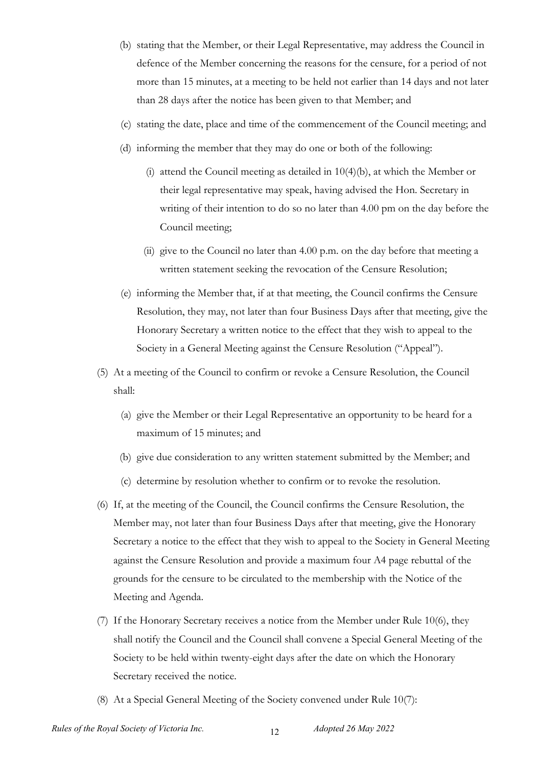(b) stating that the Member, or their Legal Representative, may address the Council in defence of the Member concerning the reasons for the censure, for a period of not more than 15 minutes, at a meeting to be held not earlier than 14 days and not later than 28 days after the notice has been given to that Member; and

(c) stating the date, place and time of the commencement of the Council meeting; and

(d) informing the member that they may do one or both of the following:

(i) attend the Council meeting as detailed in 10(4)(b), at which the Member or their legal representative may speak, having advised the Hon. Secretary in writing of their intention to do so no later than 4.00 pm on the day before the Council meeting;

(ii) give to the Council no later than 4.00 p.m. on the day before that meeting a written statement seeking the revocation of the Censure Resolution;

(e) informing the Member that, if at that meeting, the Council confirms the Censure Resolution, they may, not later than four Business Days after that meeting, give the Honorary Secretary a written notice to the effect that they wish to appeal to the Society in a General Meeting against the Censure Resolution ("Appeal").

(5) At a meeting of the Council to confirm or revoke a Censure Resolution, the Council shall:

(a) give the Member or their Legal Representative an opportunity to be heard for a maximum of 15 minutes; and

(b) give due consideration to any written statement submitted by the Member; and

(c) determine by resolution whether to confirm or to revoke the resolution.

(6) If, at the meeting of the Council, the Council confirms the Censure Resolution, the Member may, not later than four Business Days after that meeting, give the Honorary Secretary a notice to the effect that they wish to appeal to the Society in General Meeting against the Censure Resolution and provide a maximum four A4 page rebuttal of the grounds for the censure to be circulated to the membership with the Notice of the Meeting and Agenda.

(7) If the Honorary Secretary receives a notice from the Member under Rule 10(6), they shall notify the Council and the Council shall convene a Special General Meeting of the Society to be held within twenty-eight days after the date on which the Honorary Secretary received the notice.

(8) At a Special General Meeting of the Society convened under Rule 10(7):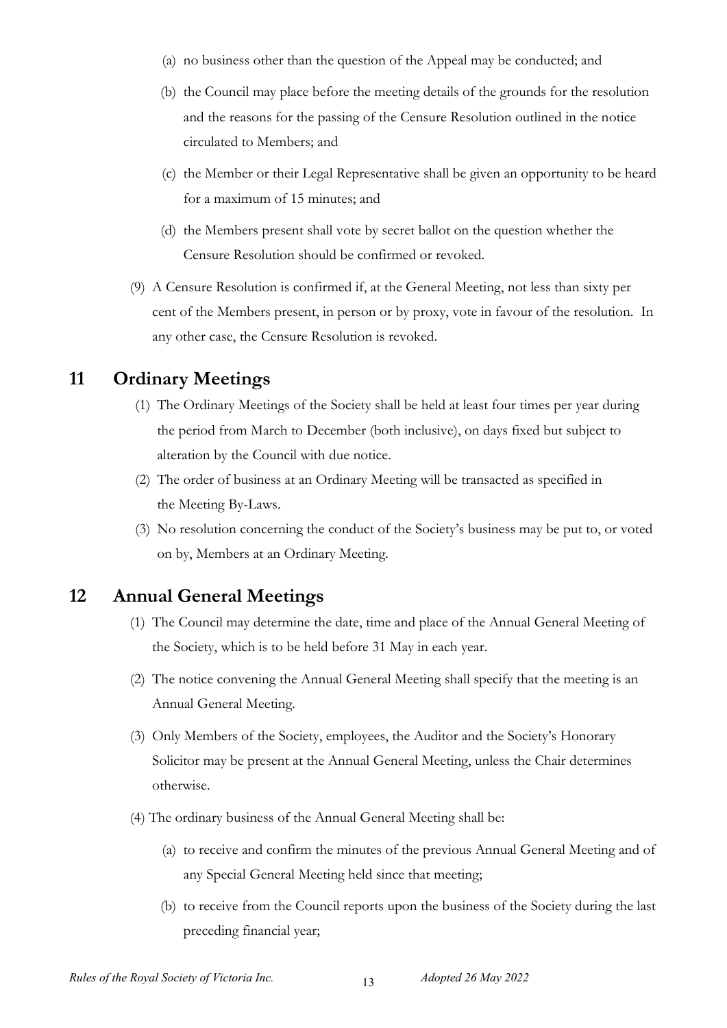(a) no business other than the question of the Appeal may be conducted; and

(b) the Council may place before the meeting details of the grounds for the resolution and the reasons for the passing of the Censure Resolution outlined in the notice circulated to Members; and

(c) the Member or their Legal Representative shall be given an opportunity to be heard for a maximum of 15 minutes; and

(d) the Members present shall vote by secret ballot on the question whether the Censure Resolution should be confirmed or revoked.

(9) A Censure Resolution is confirmed if, at the General Meeting, not less than sixty per cent of the Members present, in person or by proxy, vote in favour of the resolution. In any other case, the Censure Resolution is revoked.

## 11 Ordinary Meetings

(1) The Ordinary Meetings of the Society shall be held at least four times per year during the period from March to December (both inclusive), on days fixed but subject to alteration by the Council with due notice.

(2) The order of business at an Ordinary Meeting will be transacted as specified in the Meeting By-Laws.

(3) No resolution concerning the conduct of the Society's business may be put to, or voted on by, Members at an Ordinary Meeting.

## 12 Annual General Meetings

(1) The Council may determine the date, time and place of the Annual General Meeting of the Society, which is to be held before 31 May in each year.

(2) The notice convening the Annual General Meeting shall specify that the meeting is an Annual General Meeting.

(3) Only Members of the Society, employees, the Auditor and the Society's Honorary Solicitor may be present at the Annual General Meeting, unless the Chair determines otherwise.

(4) The ordinary business of the Annual General Meeting shall be:

(a) to receive and confirm the minutes of the previous Annual General Meeting and of any Special General Meeting held since that meeting;

(b) to receive from the Council reports upon the business of the Society during the last preceding financial year;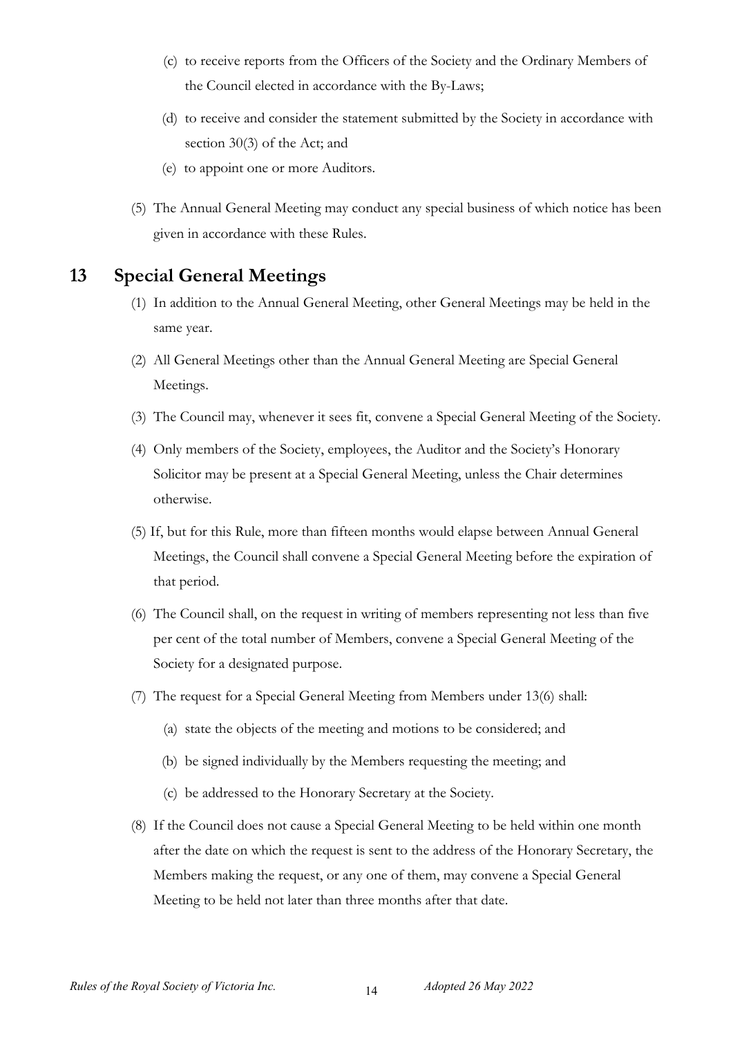(c) to receive reports from the Officers of the Society and the Ordinary Members of the Council elected in accordance with the By-Laws;

(d) to receive and consider the statement submitted by the Society in accordance with section 30(3) of the Act; and

(e) to appoint one or more Auditors.

(5) The Annual General Meeting may conduct any special business of which notice has been given in accordance with these Rules.

## 13 Special General Meetings

(1) In addition to the Annual General Meeting, other General Meetings may be held in the same year.

(2) All General Meetings other than the Annual General Meeting are Special General Meetings.

(3) The Council may, whenever it sees fit, convene a Special General Meeting of the Society.

(4) Only members of the Society, employees, the Auditor and the Society's Honorary Solicitor may be present at a Special General Meeting, unless the Chair determines otherwise.

(5) If, but for this Rule, more than fifteen months would elapse between Annual General Meetings, the Council shall convene a Special General Meeting before the expiration of that period.

(6) The Council shall, on the request in writing of members representing not less than five per cent of the total number of Members, convene a Special General Meeting of the Society for a designated purpose.

(7) The request for a Special General Meeting from Members under 13(6) shall:

(a) state the objects of the meeting and motions to be considered; and

(b) be signed individually by the Members requesting the meeting; and

(c) be addressed to the Honorary Secretary at the Society.

(8) If the Council does not cause a Special General Meeting to be held within one month after the date on which the request is sent to the address of the Honorary Secretary, the Members making the request, or any one of them, may convene a Special General Meeting to be held not later than three months after that date.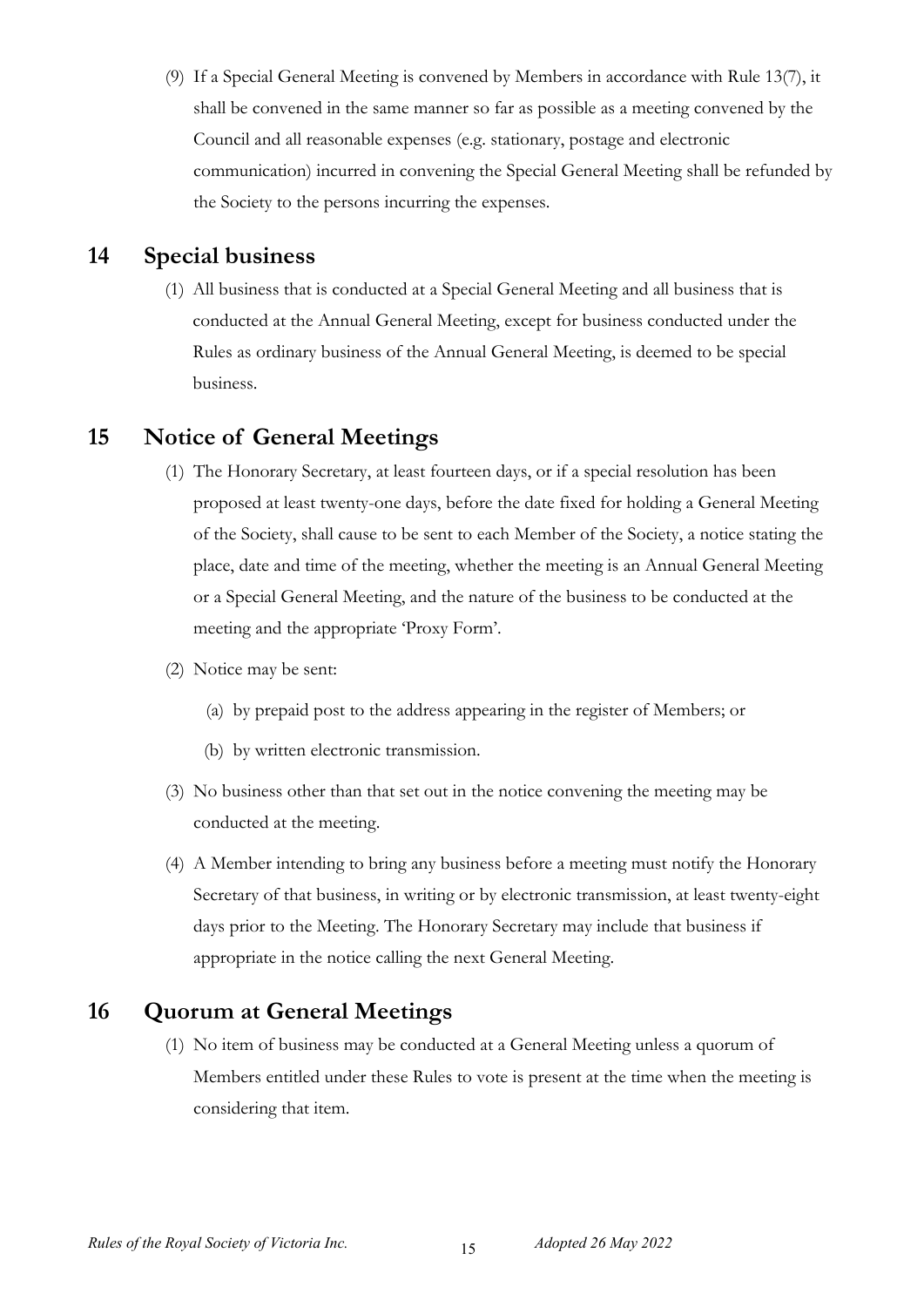(9) If a Special General Meeting is convened by Members in accordance with Rule 13(7), it shall be convened in the same manner so far as possible as a meeting convened by the Council and all reasonable expenses (e.g. stationary, postage and electronic communication) incurred in convening the Special General Meeting shall be refunded by the Society to the persons incurring the expenses.

## 14 Special business

(1) All business that is conducted at a Special General Meeting and all business that is conducted at the Annual General Meeting, except for business conducted under the Rules as ordinary business of the Annual General Meeting, is deemed to be special business.

## 15 Notice of General Meetings

(1) The Honorary Secretary, at least fourteen days, or if a special resolution has been proposed at least twenty-one days, before the date fixed for holding a General Meeting of the Society, shall cause to be sent to each Member of the Society, a notice stating the place, date and time of the meeting, whether the meeting is an Annual General Meeting or a Special General Meeting, and the nature of the business to be conducted at the meeting and the appropriate 'Proxy Form'.

(2) Notice may be sent:

(a) by prepaid post to the address appearing in the register of Members; or

(b) by written electronic transmission.

(3) No business other than that set out in the notice convening the meeting may be conducted at the meeting.

(4) A Member intending to bring any business before a meeting must notify the Honorary Secretary of that business, in writing or by electronic transmission, at least twenty-eight days prior to the Meeting. The Honorary Secretary may include that business if appropriate in the notice calling the next General Meeting.

## 16 Quorum at General Meetings

(1) No item of business may be conducted at a General Meeting unless a quorum of Members entitled under these Rules to vote is present at the time when the meeting is considering that item.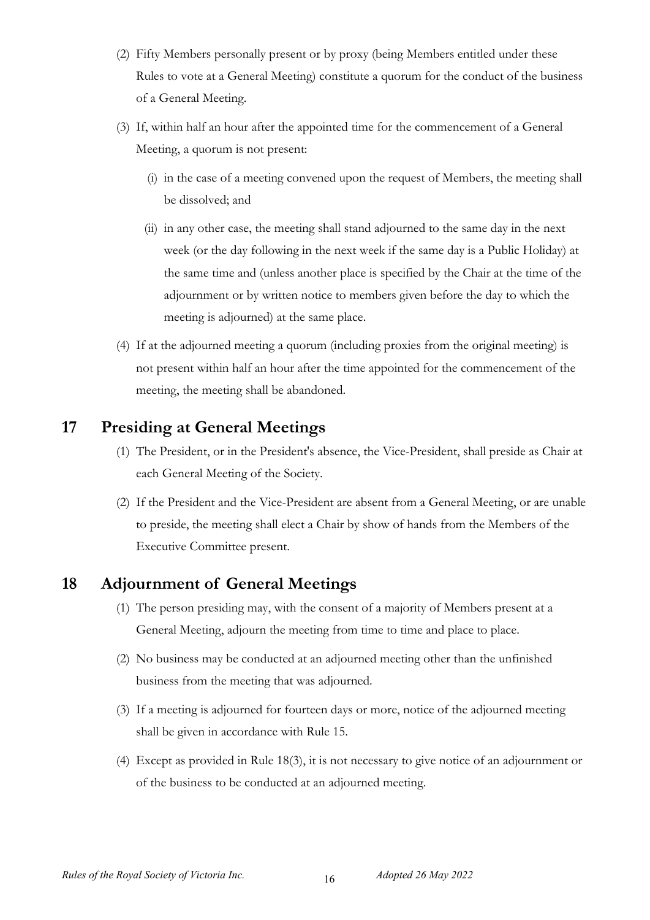(2) Fifty Members personally present or by proxy (being Members entitled under these Rules to vote at a General Meeting) constitute a quorum for the conduct of the business of a General Meeting.

(3) If, within half an hour after the appointed time for the commencement of a General Meeting, a quorum is not present:

   (i) in the case of a meeting convened upon the request of Members, the meeting shall be dissolved; and

   (ii) in any other case, the meeting shall stand adjourned to the same day in the next week (or the day following in the next week if the same day is a Public Holiday) at the same time and (unless another place is specified by the Chair at the time of the adjournment or by written notice to members given before the day to which the meeting is adjourned) at the same place.

(4) If at the adjourned meeting a quorum (including proxies from the original meeting) is not present within half an hour after the time appointed for the commencement of the meeting, the meeting shall be abandoned.

## 17 Presiding at General Meetings

(1) The President, or in the President's absence, the Vice-President, shall preside as Chair at each General Meeting of the Society.

(2) If the President and the Vice-President are absent from a General Meeting, or are unable to preside, the meeting shall elect a Chair by show of hands from the Members of the Executive Committee present.

## 18 Adjournment of General Meetings

(1) The person presiding may, with the consent of a majority of Members present at a General Meeting, adjourn the meeting from time to time and place to place.

(2) No business may be conducted at an adjourned meeting other than the unfinished business from the meeting that was adjourned.

(3) If a meeting is adjourned for fourteen days or more, notice of the adjourned meeting shall be given in accordance with Rule 15.

(4) Except as provided in Rule 18(3), it is not necessary to give notice of an adjournment or of the business to be conducted at an adjourned meeting.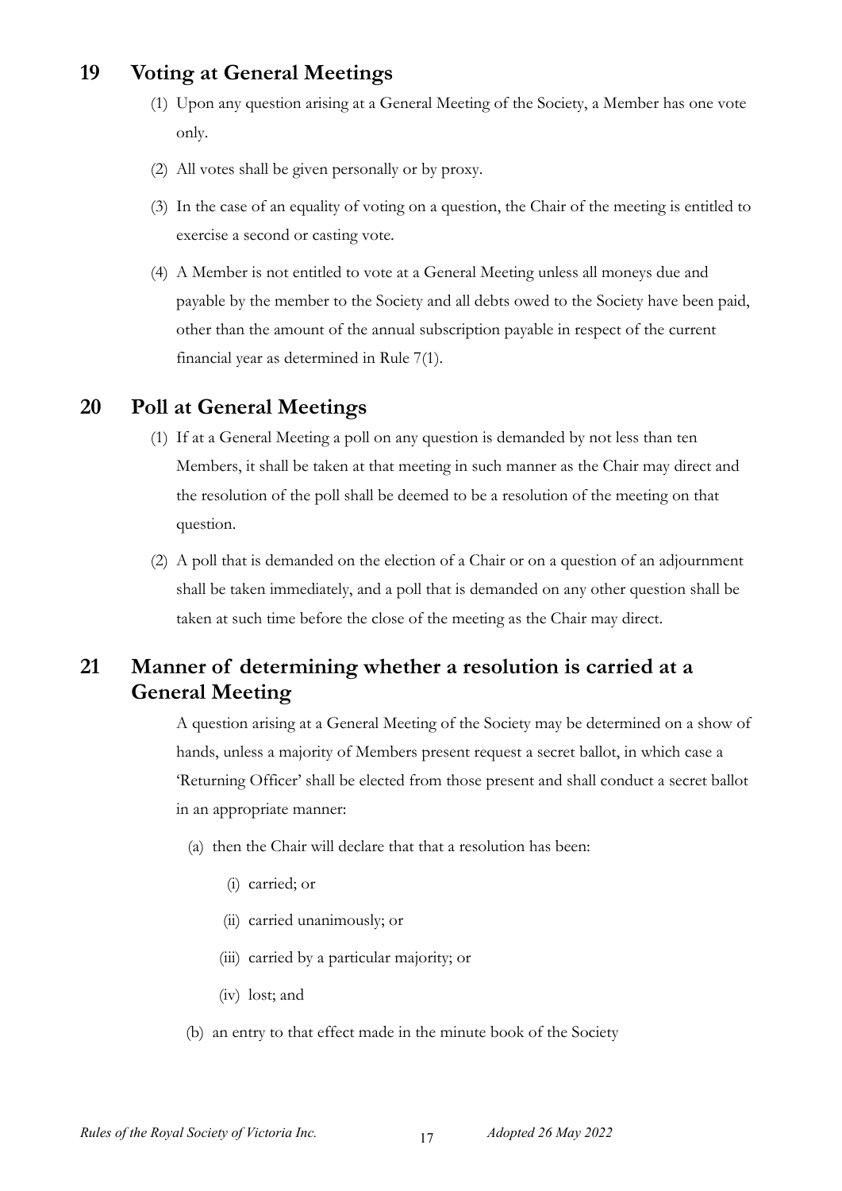## 19 Voting at General Meetings

(1) Upon any question arising at a General Meeting of the Society, a Member has one vote only.

(2) All votes shall be given personally or by proxy.

(3) In the case of an equality of voting on a question, the Chair of the meeting is entitled to exercise a second or casting vote.

(4) A Member is not entitled to vote at a General Meeting unless all moneys due and payable by the member to the Society and all debts owed to the Society have been paid, other than the amount of the annual subscription payable in respect of the current financial year as determined in Rule 7(1).

## 20 Poll at General Meetings

(1) If at a General Meeting a poll on any question is demanded by not less than ten Members, it shall be taken at that meeting in such manner as the Chair may direct and the resolution of the poll shall be deemed to be a resolution of the meeting on that question.

(2) A poll that is demanded on the election of a Chair or on a question of an adjournment shall be taken immediately, and a poll that is demanded on any other question shall be taken at such time before the close of the meeting as the Chair may direct.

## 21 Manner of determining whether a resolution is carried at a General Meeting

A question arising at a General Meeting of the Society may be determined on a show of hands, unless a majority of Members present request a secret ballot, in which case a 'Returning Officer' shall be elected from those present and shall conduct a secret ballot in an appropriate manner:

(a) then the Chair will declare that that a resolution has been:

(i) carried; or

(ii) carried unanimously; or

(iii) carried by a particular majority; or

(iv) lost; and

(b) an entry to that effect made in the minute book of the Society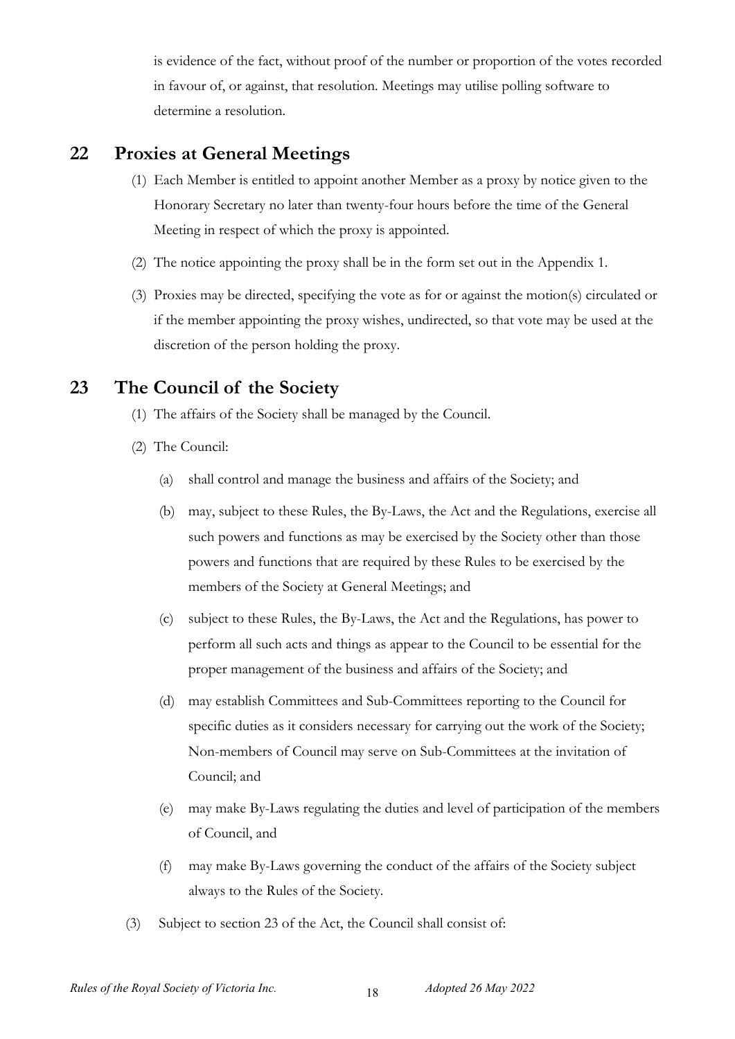is evidence of the fact, without proof of the number or proportion of the votes recorded in favour of, or against, that resolution. Meetings may utilise polling software to determine a resolution.

## 22 Proxies at General Meetings

(1) Each Member is entitled to appoint another Member as a proxy by notice given to the Honorary Secretary no later than twenty-four hours before the time of the General Meeting in respect of which the proxy is appointed.

(2) The notice appointing the proxy shall be in the form set out in the Appendix 1.

(3) Proxies may be directed, specifying the vote as for or against the motion(s) circulated or if the member appointing the proxy wishes, undirected, so that vote may be used at the discretion of the person holding the proxy.

## 23 The Council of the Society

(1) The affairs of the Society shall be managed by the Council.

(2) The Council:

- (a) shall control and manage the business and affairs of the Society; and
- (b) may, subject to these Rules, the By-Laws, the Act and the Regulations, exercise all such powers and functions as may be exercised by the Society other than those powers and functions that are required by these Rules to be exercised by the members of the Society at General Meetings; and
- (c) subject to these Rules, the By-Laws, the Act and the Regulations, has power to perform all such acts and things as appear to the Council to be essential for the proper management of the business and affairs of the Society; and
- (d) may establish Committees and Sub-Committees reporting to the Council for specific duties as it considers necessary for carrying out the work of the Society; Non-members of Council may serve on Sub-Committees at the invitation of Council; and
- (e) may make By-Laws regulating the duties and level of participation of the members of Council, and
- (f) may make By-Laws governing the conduct of the affairs of the Society subject always to the Rules of the Society.

(3) Subject to section 23 of the Act, the Council shall consist of: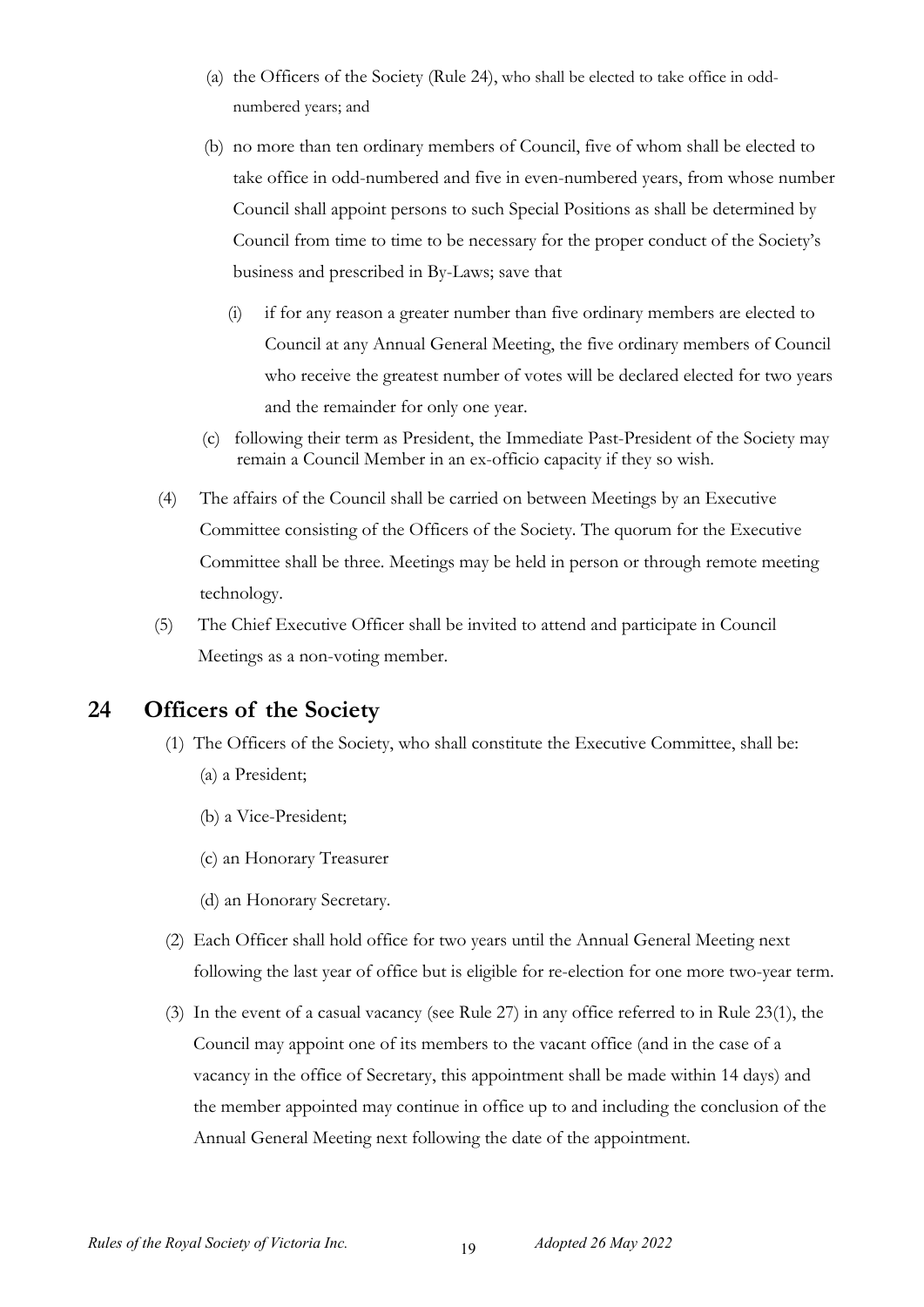(a) the Officers of the Society (Rule 24), who shall be elected to take office in odd-numbered years; and

(b) no more than ten ordinary members of Council, five of whom shall be elected to take office in odd-numbered and five in even-numbered years, from whose number Council shall appoint persons to such Special Positions as shall be determined by Council from time to time to be necessary for the proper conduct of the Society's business and prescribed in By-Laws; save that

   (i) if for any reason a greater number than five ordinary members are elected to Council at any Annual General Meeting, the five ordinary members of Council who receive the greatest number of votes will be declared elected for two years and the remainder for only one year.

(c) following their term as President, the Immediate Past-President of the Society may remain a Council Member in an ex-officio capacity if they so wish.

(4) The affairs of the Council shall be carried on between Meetings by an Executive Committee consisting of the Officers of the Society. The quorum for the Executive Committee shall be three. Meetings may be held in person or through remote meeting technology.

(5) The Chief Executive Officer shall be invited to attend and participate in Council Meetings as a non-voting member.

## 24 Officers of the Society

(1) The Officers of the Society, who shall constitute the Executive Committee, shall be:

(a) a President;

(b) a Vice-President;

(c) an Honorary Treasurer

(d) an Honorary Secretary.

(2) Each Officer shall hold office for two years until the Annual General Meeting next following the last year of office but is eligible for re-election for one more two-year term.

(3) In the event of a casual vacancy (see Rule 27) in any office referred to in Rule 23(1), the Council may appoint one of its members to the vacant office (and in the case of a vacancy in the office of Secretary, this appointment shall be made within 14 days) and the member appointed may continue in office up to and including the conclusion of the Annual General Meeting next following the date of the appointment.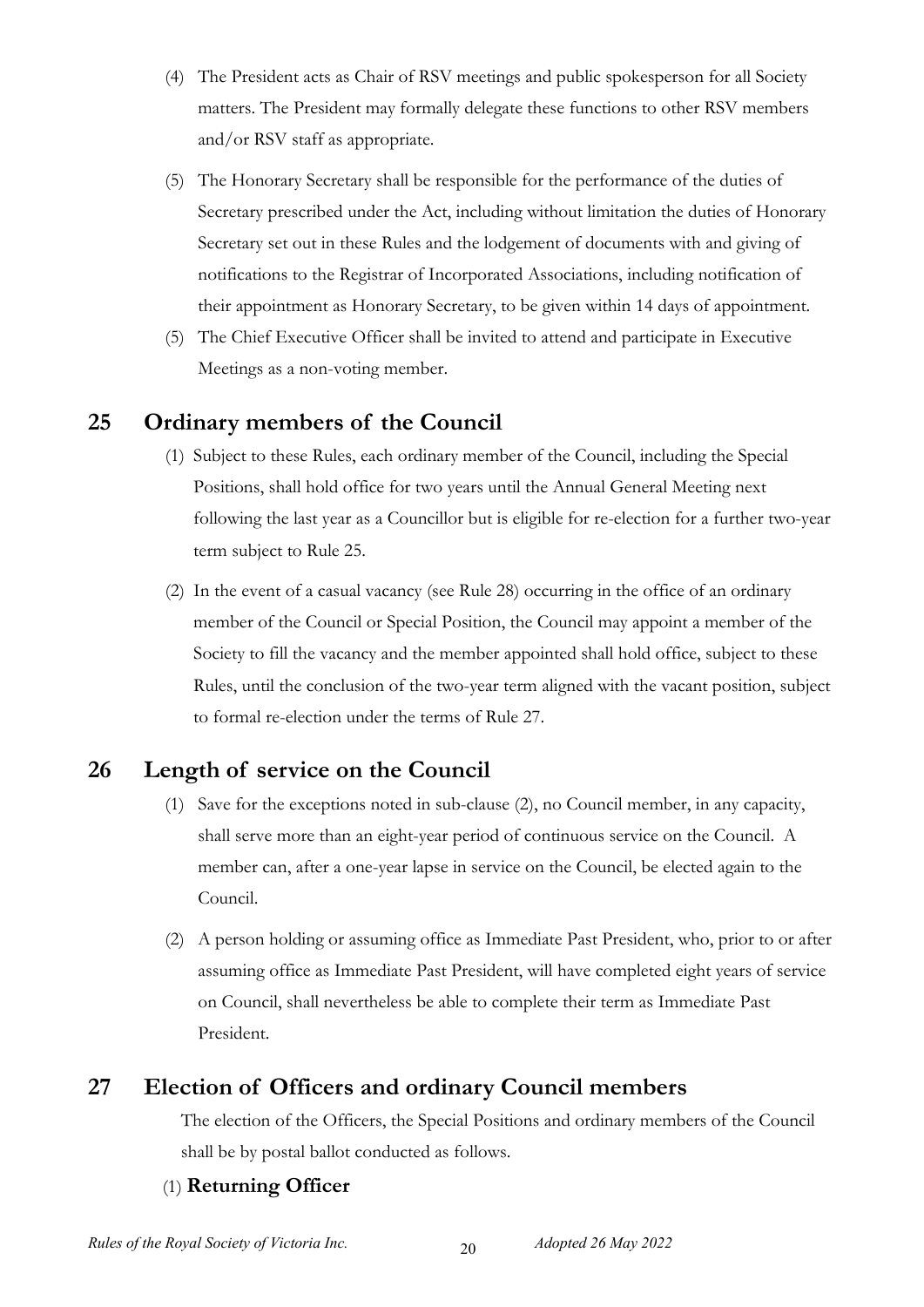(4) The President acts as Chair of RSV meetings and public spokesperson for all Society matters. The President may formally delegate these functions to other RSV members and/or RSV staff as appropriate.

(5) The Honorary Secretary shall be responsible for the performance of the duties of Secretary prescribed under the Act, including without limitation the duties of Honorary Secretary set out in these Rules and the lodgement of documents with and giving of notifications to the Registrar of Incorporated Associations, including notification of their appointment as Honorary Secretary, to be given within 14 days of appointment.

(5) The Chief Executive Officer shall be invited to attend and participate in Executive Meetings as a non-voting member.

## 25 Ordinary members of the Council

(1) Subject to these Rules, each ordinary member of the Council, including the Special Positions, shall hold office for two years until the Annual General Meeting next following the last year as a Councillor but is eligible for re-election for a further two-year term subject to Rule 25.

(2) In the event of a casual vacancy (see Rule 28) occurring in the office of an ordinary member of the Council or Special Position, the Council may appoint a member of the Society to fill the vacancy and the member appointed shall hold office, subject to these Rules, until the conclusion of the two-year term aligned with the vacant position, subject to formal re-election under the terms of Rule 27.

## 26 Length of service on the Council

(1) Save for the exceptions noted in sub-clause (2), no Council member, in any capacity, shall serve more than an eight-year period of continuous service on the Council. A member can, after a one-year lapse in service on the Council, be elected again to the Council.

(2) A person holding or assuming office as Immediate Past President, who, prior to or after assuming office as Immediate Past President, will have completed eight years of service on Council, shall nevertheless be able to complete their term as Immediate Past President.

## 27 Election of Officers and ordinary Council members

The election of the Officers, the Special Positions and ordinary members of the Council shall be by postal ballot conducted as follows.

(1) **Returning Officer**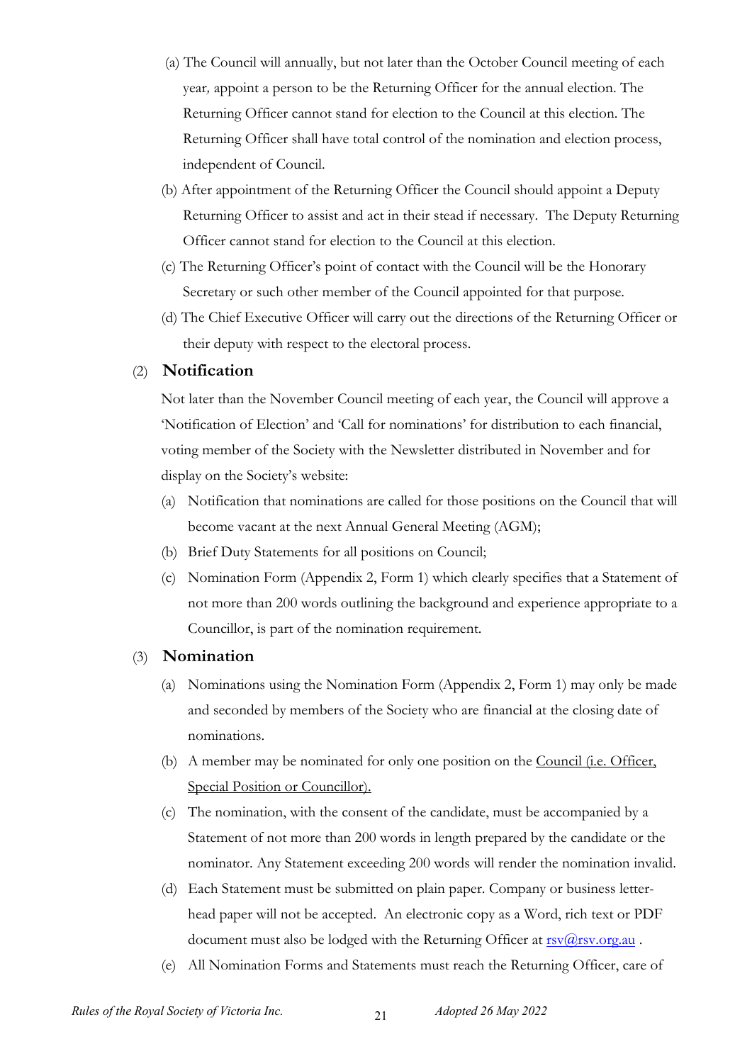(a) The Council will annually, but not later than the October Council meeting of each year, appoint a person to be the Returning Officer for the annual election. The Returning Officer cannot stand for election to the Council at this election. The Returning Officer shall have total control of the nomination and election process, independent of Council.

(b) After appointment of the Returning Officer the Council should appoint a Deputy Returning Officer to assist and act in their stead if necessary. The Deputy Returning Officer cannot stand for election to the Council at this election.

(c) The Returning Officer's point of contact with the Council will be the Honorary Secretary or such other member of the Council appointed for that purpose.

(d) The Chief Executive Officer will carry out the directions of the Returning Officer or their deputy with respect to the electoral process.

(2) **Notification**

Not later than the November Council meeting of each year, the Council will approve a 'Notification of Election' and 'Call for nominations' for distribution to each financial, voting member of the Society with the Newsletter distributed in November and for display on the Society's website:

(a) Notification that nominations are called for those positions on the Council that will become vacant at the next Annual General Meeting (AGM);

(b) Brief Duty Statements for all positions on Council;

(c) Nomination Form (Appendix 2, Form 1) which clearly specifies that a Statement of not more than 200 words outlining the background and experience appropriate to a Councillor, is part of the nomination requirement.

(3) **Nomination**

(a) Nominations using the Nomination Form (Appendix 2, Form 1) may only be made and seconded by members of the Society who are financial at the closing date of nominations.

(b) A member may be nominated for only one position on the Council (i.e. Officer, Special Position or Councillor).

(c) The nomination, with the consent of the candidate, must be accompanied by a Statement of not more than 200 words in length prepared by the candidate or the nominator. Any Statement exceeding 200 words will render the nomination invalid.

(d) Each Statement must be submitted on plain paper. Company or business letter-head paper will not be accepted. An electronic copy as a Word, rich text or PDF document must also be lodged with the Returning Officer at rsv@rsv.org.au .

(e) All Nomination Forms and Statements must reach the Returning Officer, care of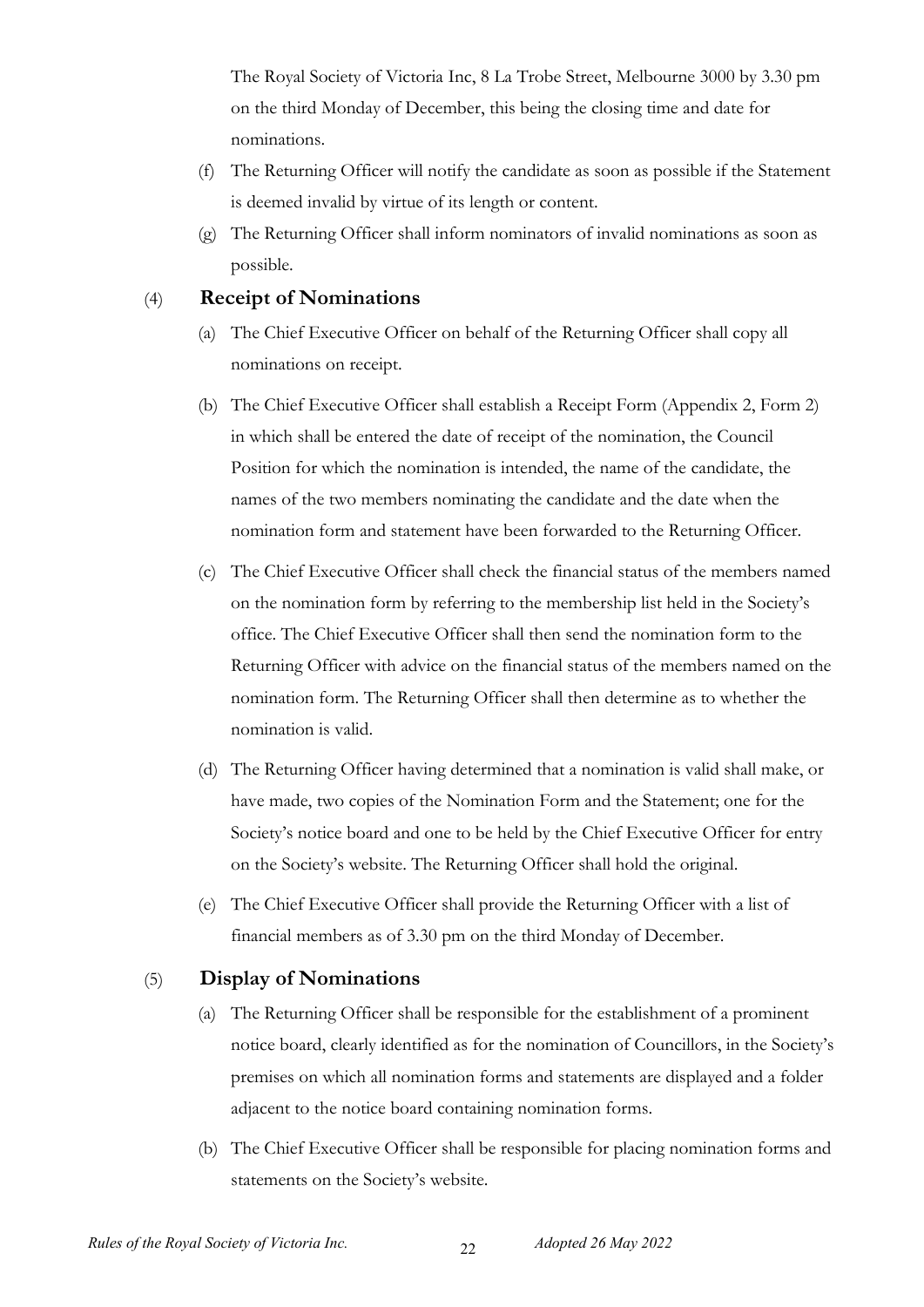The Royal Society of Victoria Inc, 8 La Trobe Street, Melbourne 3000 by 3.30 pm on the third Monday of December, this being the closing time and date for nominations.

(f) The Returning Officer will notify the candidate as soon as possible if the Statement is deemed invalid by virtue of its length or content.

(g) The Returning Officer shall inform nominators of invalid nominations as soon as possible.

(4) **Receipt of Nominations**

(a) The Chief Executive Officer on behalf of the Returning Officer shall copy all nominations on receipt.

(b) The Chief Executive Officer shall establish a Receipt Form (Appendix 2, Form 2) in which shall be entered the date of receipt of the nomination, the Council Position for which the nomination is intended, the name of the candidate, the names of the two members nominating the candidate and the date when the nomination form and statement have been forwarded to the Returning Officer.

(c) The Chief Executive Officer shall check the financial status of the members named on the nomination form by referring to the membership list held in the Society's office. The Chief Executive Officer shall then send the nomination form to the Returning Officer with advice on the financial status of the members named on the nomination form. The Returning Officer shall then determine as to whether the nomination is valid.

(d) The Returning Officer having determined that a nomination is valid shall make, or have made, two copies of the Nomination Form and the Statement; one for the Society's notice board and one to be held by the Chief Executive Officer for entry on the Society's website. The Returning Officer shall hold the original.

(e) The Chief Executive Officer shall provide the Returning Officer with a list of financial members as of 3.30 pm on the third Monday of December.

(5) **Display of Nominations**

(a) The Returning Officer shall be responsible for the establishment of a prominent notice board, clearly identified as for the nomination of Councillors, in the Society's premises on which all nomination forms and statements are displayed and a folder adjacent to the notice board containing nomination forms.

(b) The Chief Executive Officer shall be responsible for placing nomination forms and statements on the Society's website.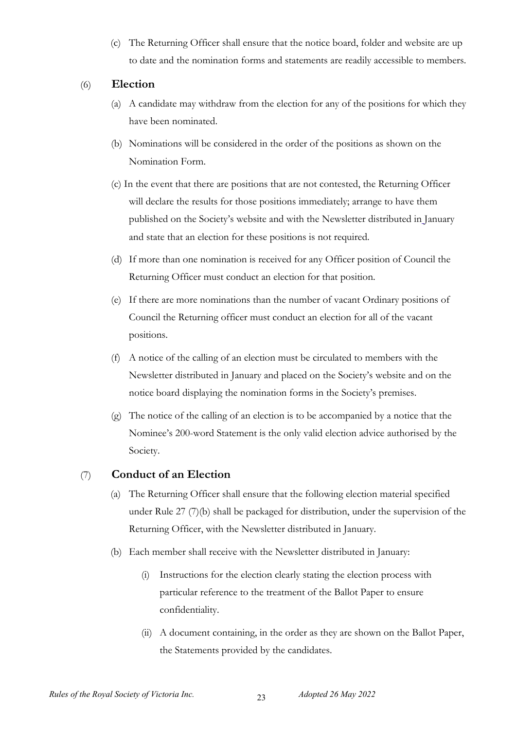(c) The Returning Officer shall ensure that the notice board, folder and website are up to date and the nomination forms and statements are readily accessible to members.

### (6) Election

(a) A candidate may withdraw from the election for any of the positions for which they have been nominated.

(b) Nominations will be considered in the order of the positions as shown on the Nomination Form.

(c) In the event that there are positions that are not contested, the Returning Officer will declare the results for those positions immediately; arrange to have them published on the Society's website and with the Newsletter distributed in January and state that an election for these positions is not required.

(d) If more than one nomination is received for any Officer position of Council the Returning Officer must conduct an election for that position.

(e) If there are more nominations than the number of vacant Ordinary positions of Council the Returning officer must conduct an election for all of the vacant positions.

(f) A notice of the calling of an election must be circulated to members with the Newsletter distributed in January and placed on the Society's website and on the notice board displaying the nomination forms in the Society's premises.

(g) The notice of the calling of an election is to be accompanied by a notice that the Nominee's 200-word Statement is the only valid election advice authorised by the Society.

### (7) Conduct of an Election

(a) The Returning Officer shall ensure that the following election material specified under Rule 27 (7)(b) shall be packaged for distribution, under the supervision of the Returning Officer, with the Newsletter distributed in January.

(b) Each member shall receive with the Newsletter distributed in January:

(i) Instructions for the election clearly stating the election process with particular reference to the treatment of the Ballot Paper to ensure confidentiality.

(ii) A document containing, in the order as they are shown on the Ballot Paper, the Statements provided by the candidates.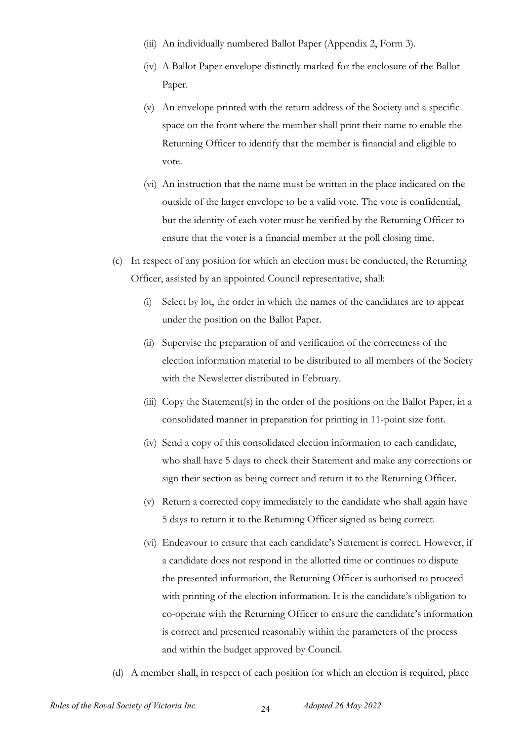(iii) An individually numbered Ballot Paper (Appendix 2, Form 3).

(iv) A Ballot Paper envelope distinctly marked for the enclosure of the Ballot Paper.

(v) An envelope printed with the return address of the Society and a specific space on the front where the member shall print their name to enable the Returning Officer to identify that the member is financial and eligible to vote.

(vi) An instruction that the name must be written in the place indicated on the outside of the larger envelope to be a valid vote. The vote is confidential, but the identity of each voter must be verified by the Returning Officer to ensure that the voter is a financial member at the poll closing time.

(c) In respect of any position for which an election must be conducted, the Returning Officer, assisted by an appointed Council representative, shall:

(i) Select by lot, the order in which the names of the candidates are to appear under the position on the Ballot Paper.

(ii) Supervise the preparation of and verification of the correctness of the election information material to be distributed to all members of the Society with the Newsletter distributed in February.

(iii) Copy the Statement(s) in the order of the positions on the Ballot Paper, in a consolidated manner in preparation for printing in 11-point size font.

(iv) Send a copy of this consolidated election information to each candidate, who shall have 5 days to check their Statement and make any corrections or sign their section as being correct and return it to the Returning Officer.

(v) Return a corrected copy immediately to the candidate who shall again have 5 days to return it to the Returning Officer signed as being correct.

(vi) Endeavour to ensure that each candidate's Statement is correct. However, if a candidate does not respond in the allotted time or continues to dispute the presented information, the Returning Officer is authorised to proceed with printing of the election information. It is the candidate's obligation to co-operate with the Returning Officer to ensure the candidate's information is correct and presented reasonably within the parameters of the process and within the budget approved by Council.

(d) A member shall, in respect of each position for which an election is required, place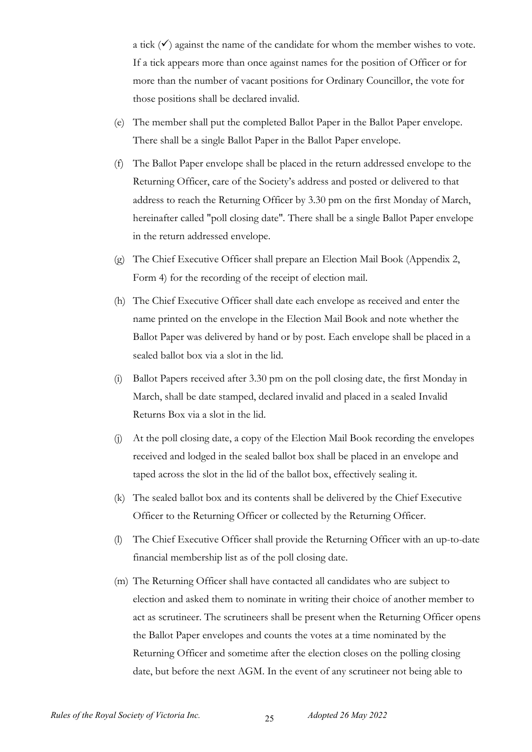a tick (✓) against the name of the candidate for whom the member wishes to vote. If a tick appears more than once against names for the position of Officer or for more than the number of vacant positions for Ordinary Councillor, the vote for those positions shall be declared invalid.

(e) The member shall put the completed Ballot Paper in the Ballot Paper envelope. There shall be a single Ballot Paper in the Ballot Paper envelope.

(f) The Ballot Paper envelope shall be placed in the return addressed envelope to the Returning Officer, care of the Society's address and posted or delivered to that address to reach the Returning Officer by 3.30 pm on the first Monday of March, hereinafter called "poll closing date". There shall be a single Ballot Paper envelope in the return addressed envelope.

(g) The Chief Executive Officer shall prepare an Election Mail Book (Appendix 2, Form 4) for the recording of the receipt of election mail.

(h) The Chief Executive Officer shall date each envelope as received and enter the name printed on the envelope in the Election Mail Book and note whether the Ballot Paper was delivered by hand or by post. Each envelope shall be placed in a sealed ballot box via a slot in the lid.

(i) Ballot Papers received after 3.30 pm on the poll closing date, the first Monday in March, shall be date stamped, declared invalid and placed in a sealed Invalid Returns Box via a slot in the lid.

(j) At the poll closing date, a copy of the Election Mail Book recording the envelopes received and lodged in the sealed ballot box shall be placed in an envelope and taped across the slot in the lid of the ballot box, effectively sealing it.

(k) The sealed ballot box and its contents shall be delivered by the Chief Executive Officer to the Returning Officer or collected by the Returning Officer.

(l) The Chief Executive Officer shall provide the Returning Officer with an up-to-date financial membership list as of the poll closing date.

(m) The Returning Officer shall have contacted all candidates who are subject to election and asked them to nominate in writing their choice of another member to act as scrutineer. The scrutineers shall be present when the Returning Officer opens the Ballot Paper envelopes and counts the votes at a time nominated by the Returning Officer and sometime after the election closes on the polling closing date, but before the next AGM. In the event of any scrutineer not being able to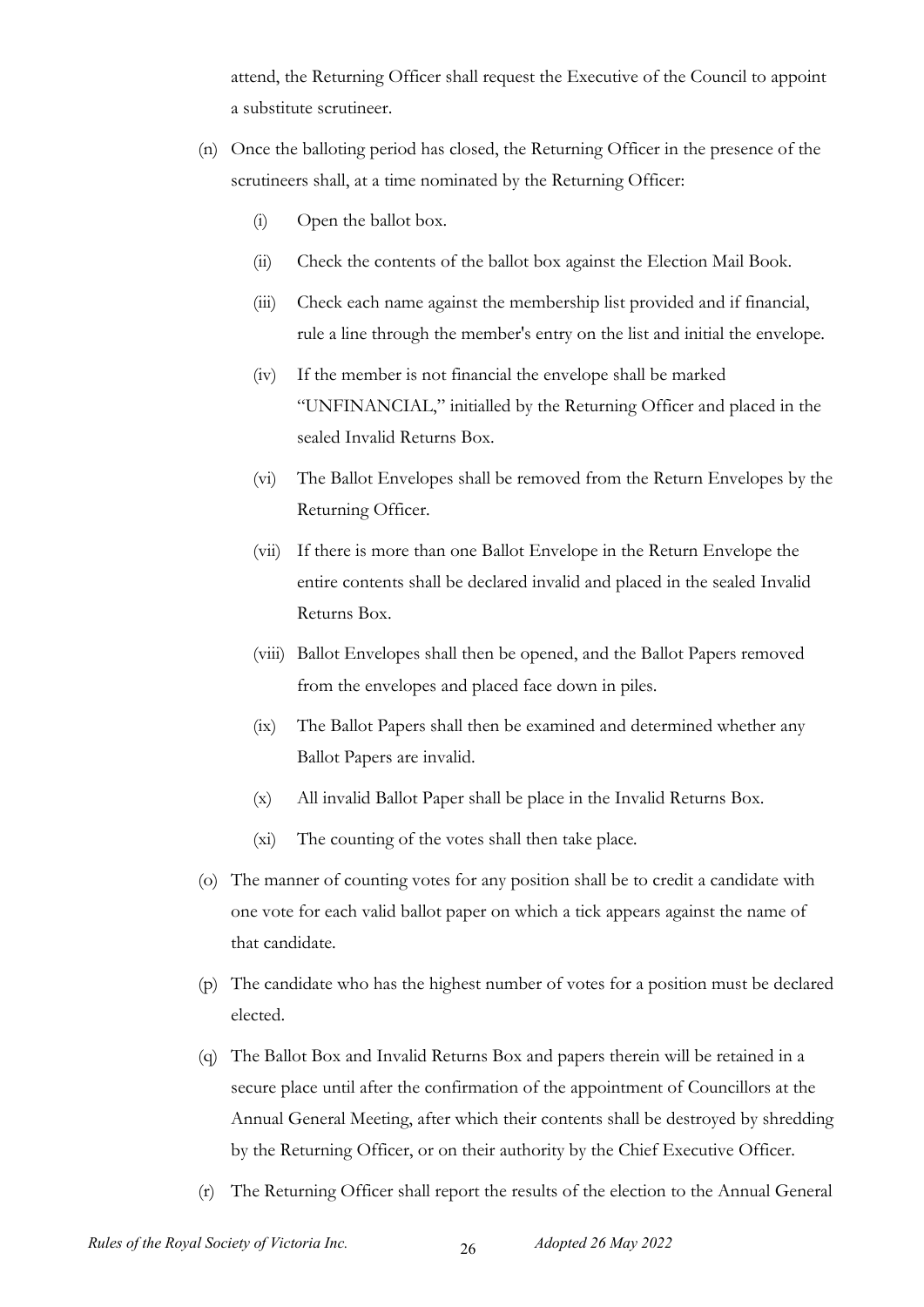attend, the Returning Officer shall request the Executive of the Council to appoint a substitute scrutineer.

(n) Once the balloting period has closed, the Returning Officer in the presence of the scrutineers shall, at a time nominated by the Returning Officer:

   (i) Open the ballot box.

   (ii) Check the contents of the ballot box against the Election Mail Book.

   (iii) Check each name against the membership list provided and if financial, rule a line through the member's entry on the list and initial the envelope.

   (iv) If the member is not financial the envelope shall be marked "UNFINANCIAL," initialled by the Returning Officer and placed in the sealed Invalid Returns Box.

   (vi) The Ballot Envelopes shall be removed from the Return Envelopes by the Returning Officer.

   (vii) If there is more than one Ballot Envelope in the Return Envelope the entire contents shall be declared invalid and placed in the sealed Invalid Returns Box.

   (viii) Ballot Envelopes shall then be opened, and the Ballot Papers removed from the envelopes and placed face down in piles.

   (ix) The Ballot Papers shall then be examined and determined whether any Ballot Papers are invalid.

   (x) All invalid Ballot Paper shall be place in the Invalid Returns Box.

   (xi) The counting of the votes shall then take place.

(o) The manner of counting votes for any position shall be to credit a candidate with one vote for each valid ballot paper on which a tick appears against the name of that candidate.

(p) The candidate who has the highest number of votes for a position must be declared elected.

(q) The Ballot Box and Invalid Returns Box and papers therein will be retained in a secure place until after the confirmation of the appointment of Councillors at the Annual General Meeting, after which their contents shall be destroyed by shredding by the Returning Officer, or on their authority by the Chief Executive Officer.

(r) The Returning Officer shall report the results of the election to the Annual General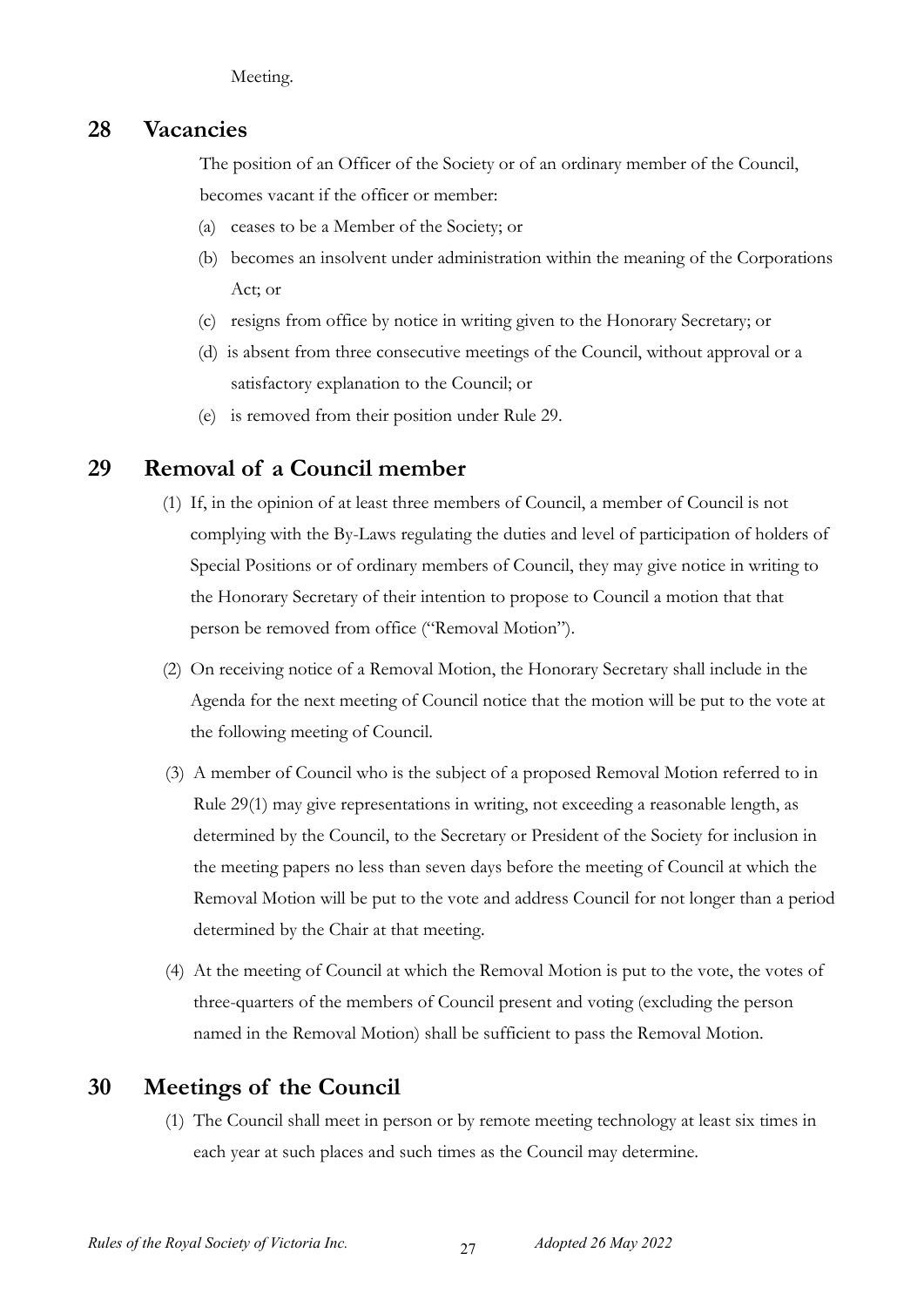Meeting.

## 28 Vacancies

The position of an Officer of the Society or of an ordinary member of the Council, becomes vacant if the officer or member:

(a) ceases to be a Member of the Society; or

(b) becomes an insolvent under administration within the meaning of the Corporations Act; or

(c) resigns from office by notice in writing given to the Honorary Secretary; or

(d) is absent from three consecutive meetings of the Council, without approval or a satisfactory explanation to the Council; or

(e) is removed from their position under Rule 29.

## 29 Removal of a Council member

(1) If, in the opinion of at least three members of Council, a member of Council is not complying with the By-Laws regulating the duties and level of participation of holders of Special Positions or of ordinary members of Council, they may give notice in writing to the Honorary Secretary of their intention to propose to Council a motion that that person be removed from office ("Removal Motion").

(2) On receiving notice of a Removal Motion, the Honorary Secretary shall include in the Agenda for the next meeting of Council notice that the motion will be put to the vote at the following meeting of Council.

(3) A member of Council who is the subject of a proposed Removal Motion referred to in Rule 29(1) may give representations in writing, not exceeding a reasonable length, as determined by the Council, to the Secretary or President of the Society for inclusion in the meeting papers no less than seven days before the meeting of Council at which the Removal Motion will be put to the vote and address Council for not longer than a period determined by the Chair at that meeting.

(4) At the meeting of Council at which the Removal Motion is put to the vote, the votes of three-quarters of the members of Council present and voting (excluding the person named in the Removal Motion) shall be sufficient to pass the Removal Motion.

## 30 Meetings of the Council

(1) The Council shall meet in person or by remote meeting technology at least six times in each year at such places and such times as the Council may determine.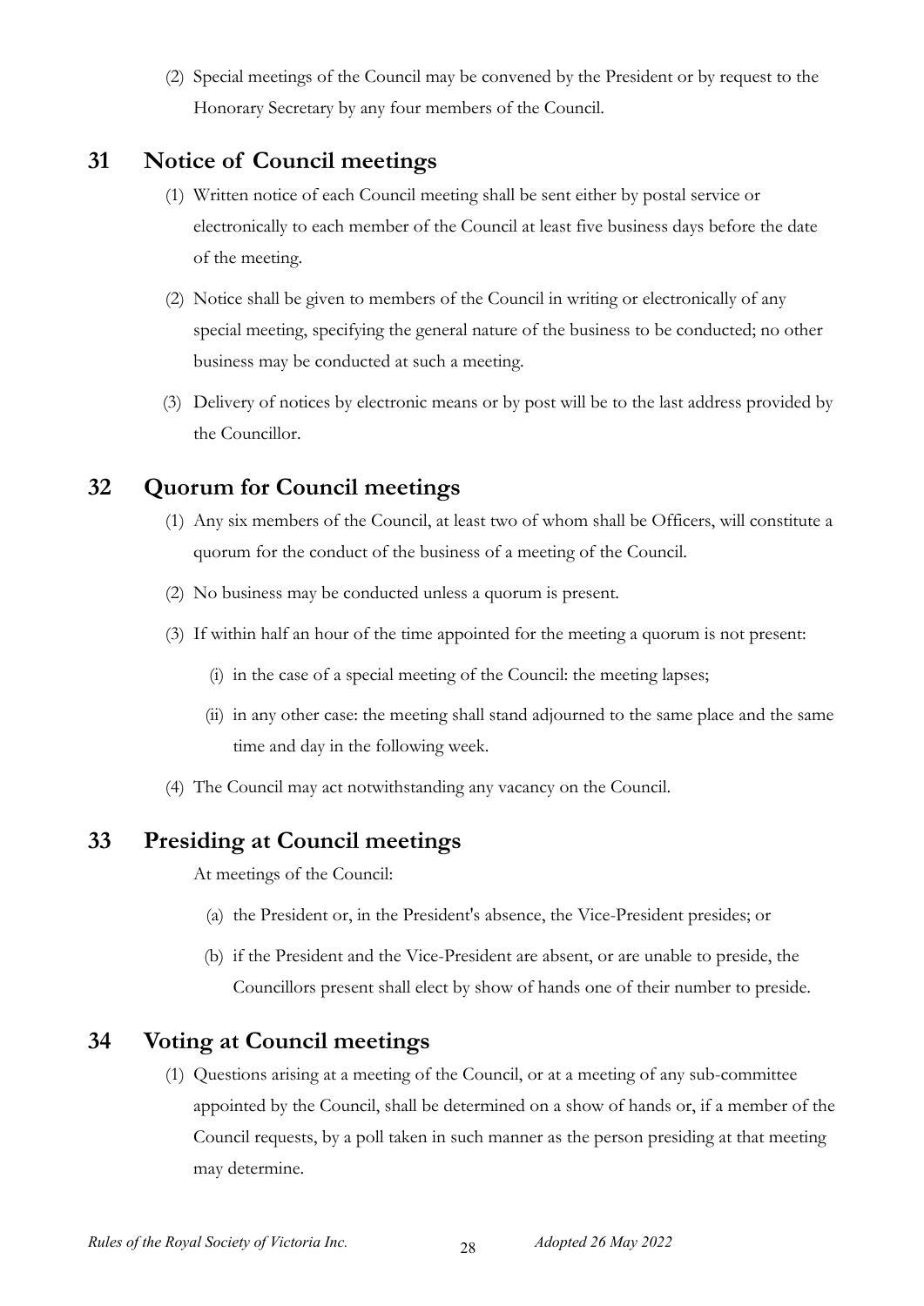(2) Special meetings of the Council may be convened by the President or by request to the Honorary Secretary by any four members of the Council.

## 31 Notice of Council meetings

(1) Written notice of each Council meeting shall be sent either by postal service or electronically to each member of the Council at least five business days before the date of the meeting.

(2) Notice shall be given to members of the Council in writing or electronically of any special meeting, specifying the general nature of the business to be conducted; no other business may be conducted at such a meeting.

(3) Delivery of notices by electronic means or by post will be to the last address provided by the Councillor.

## 32 Quorum for Council meetings

(1) Any six members of the Council, at least two of whom shall be Officers, will constitute a quorum for the conduct of the business of a meeting of the Council.

(2) No business may be conducted unless a quorum is present.

(3) If within half an hour of the time appointed for the meeting a quorum is not present:

  (i) in the case of a special meeting of the Council: the meeting lapses;

  (ii) in any other case: the meeting shall stand adjourned to the same place and the same time and day in the following week.

(4) The Council may act notwithstanding any vacancy on the Council.

## 33 Presiding at Council meetings

At meetings of the Council:

  (a) the President or, in the President's absence, the Vice-President presides; or

  (b) if the President and the Vice-President are absent, or are unable to preside, the Councillors present shall elect by show of hands one of their number to preside.

## 34 Voting at Council meetings

(1) Questions arising at a meeting of the Council, or at a meeting of any sub-committee appointed by the Council, shall be determined on a show of hands or, if a member of the Council requests, by a poll taken in such manner as the person presiding at that meeting may determine.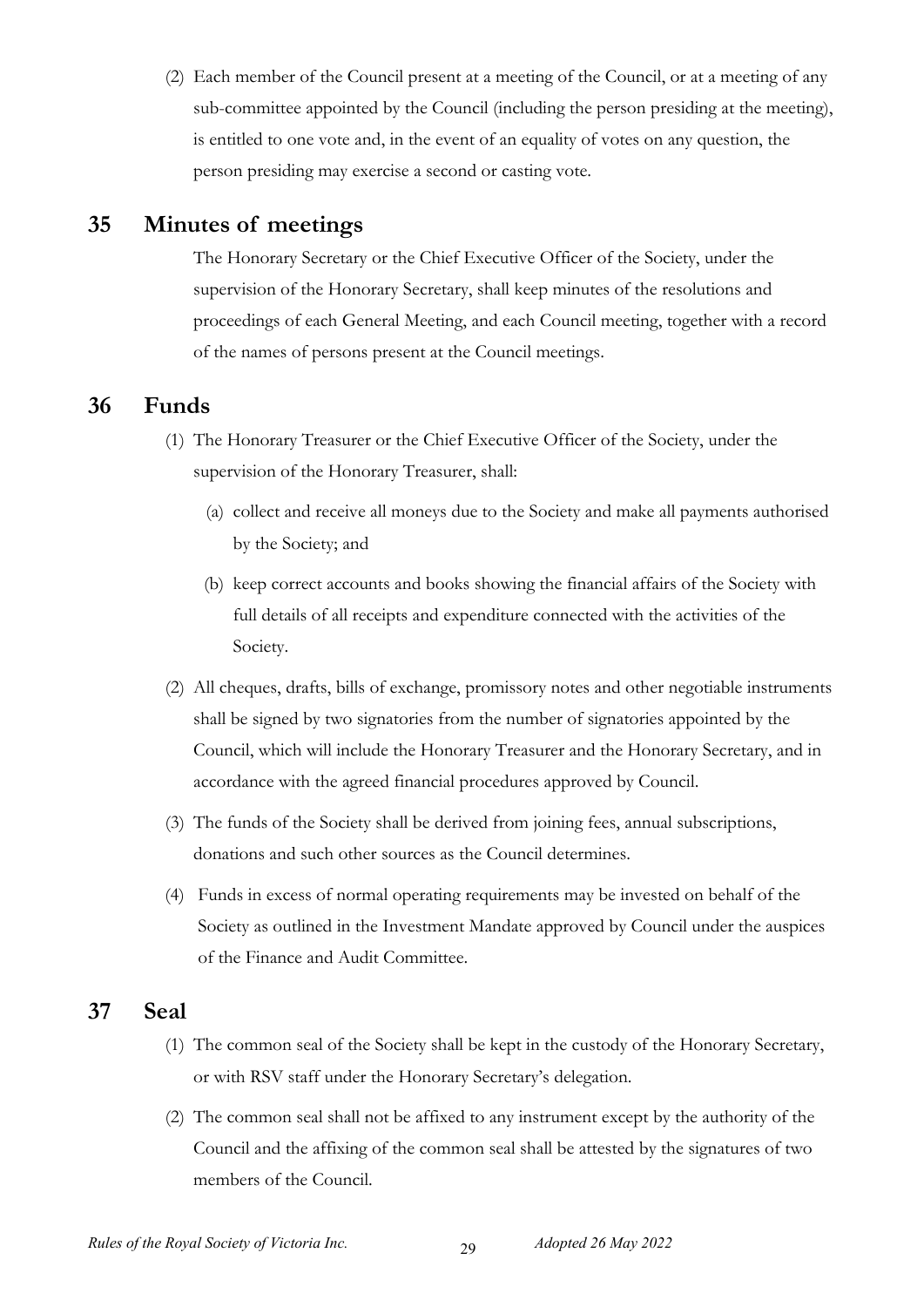(2) Each member of the Council present at a meeting of the Council, or at a meeting of any sub-committee appointed by the Council (including the person presiding at the meeting), is entitled to one vote and, in the event of an equality of votes on any question, the person presiding may exercise a second or casting vote.

## 35 Minutes of meetings

The Honorary Secretary or the Chief Executive Officer of the Society, under the supervision of the Honorary Secretary, shall keep minutes of the resolutions and proceedings of each General Meeting, and each Council meeting, together with a record of the names of persons present at the Council meetings.

## 36 Funds

(1) The Honorary Treasurer or the Chief Executive Officer of the Society, under the supervision of the Honorary Treasurer, shall:

(a) collect and receive all moneys due to the Society and make all payments authorised by the Society; and

(b) keep correct accounts and books showing the financial affairs of the Society with full details of all receipts and expenditure connected with the activities of the Society.

(2) All cheques, drafts, bills of exchange, promissory notes and other negotiable instruments shall be signed by two signatories from the number of signatories appointed by the Council, which will include the Honorary Treasurer and the Honorary Secretary, and in accordance with the agreed financial procedures approved by Council.

(3) The funds of the Society shall be derived from joining fees, annual subscriptions, donations and such other sources as the Council determines.

(4) Funds in excess of normal operating requirements may be invested on behalf of the Society as outlined in the Investment Mandate approved by Council under the auspices of the Finance and Audit Committee.

## 37 Seal

(1) The common seal of the Society shall be kept in the custody of the Honorary Secretary, or with RSV staff under the Honorary Secretary's delegation.

(2) The common seal shall not be affixed to any instrument except by the authority of the Council and the affixing of the common seal shall be attested by the signatures of two members of the Council.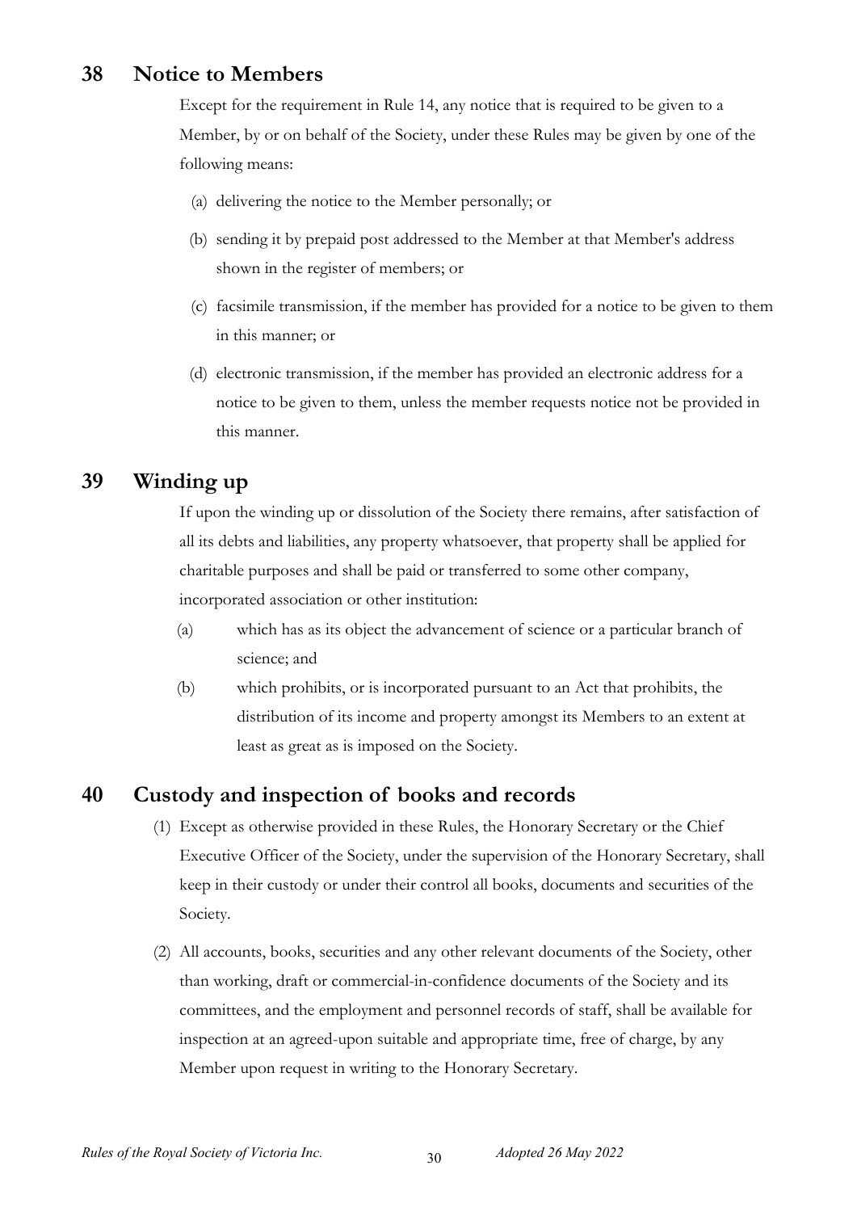## 38 Notice to Members

Except for the requirement in Rule 14, any notice that is required to be given to a Member, by or on behalf of the Society, under these Rules may be given by one of the following means:

(a) delivering the notice to the Member personally; or

(b) sending it by prepaid post addressed to the Member at that Member's address shown in the register of members; or

(c) facsimile transmission, if the member has provided for a notice to be given to them in this manner; or

(d) electronic transmission, if the member has provided an electronic address for a notice to be given to them, unless the member requests notice not be provided in this manner.

## 39 Winding up

If upon the winding up or dissolution of the Society there remains, after satisfaction of all its debts and liabilities, any property whatsoever, that property shall be applied for charitable purposes and shall be paid or transferred to some other company, incorporated association or other institution:

(a) which has as its object the advancement of science or a particular branch of science; and

(b) which prohibits, or is incorporated pursuant to an Act that prohibits, the distribution of its income and property amongst its Members to an extent at least as great as is imposed on the Society.

## 40 Custody and inspection of books and records

(1) Except as otherwise provided in these Rules, the Honorary Secretary or the Chief Executive Officer of the Society, under the supervision of the Honorary Secretary, shall keep in their custody or under their control all books, documents and securities of the Society.

(2) All accounts, books, securities and any other relevant documents of the Society, other than working, draft or commercial-in-confidence documents of the Society and its committees, and the employment and personnel records of staff, shall be available for inspection at an agreed-upon suitable and appropriate time, free of charge, by any Member upon request in writing to the Honorary Secretary.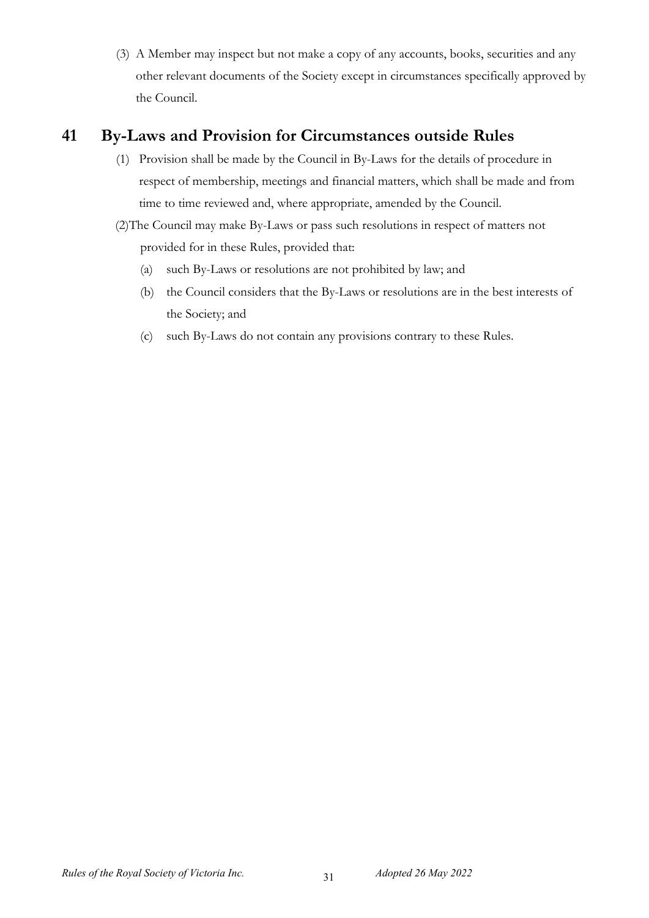(3) A Member may inspect but not make a copy of any accounts, books, securities and any other relevant documents of the Society except in circumstances specifically approved by the Council.

## 41 By-Laws and Provision for Circumstances outside Rules

(1) Provision shall be made by the Council in By-Laws for the details of procedure in respect of membership, meetings and financial matters, which shall be made and from time to time reviewed and, where appropriate, amended by the Council.

(2)The Council may make By-Laws or pass such resolutions in respect of matters not provided for in these Rules, provided that:

(a) such By-Laws or resolutions are not prohibited by law; and

(b) the Council considers that the By-Laws or resolutions are in the best interests of the Society; and

(c) such By-Laws do not contain any provisions contrary to these Rules.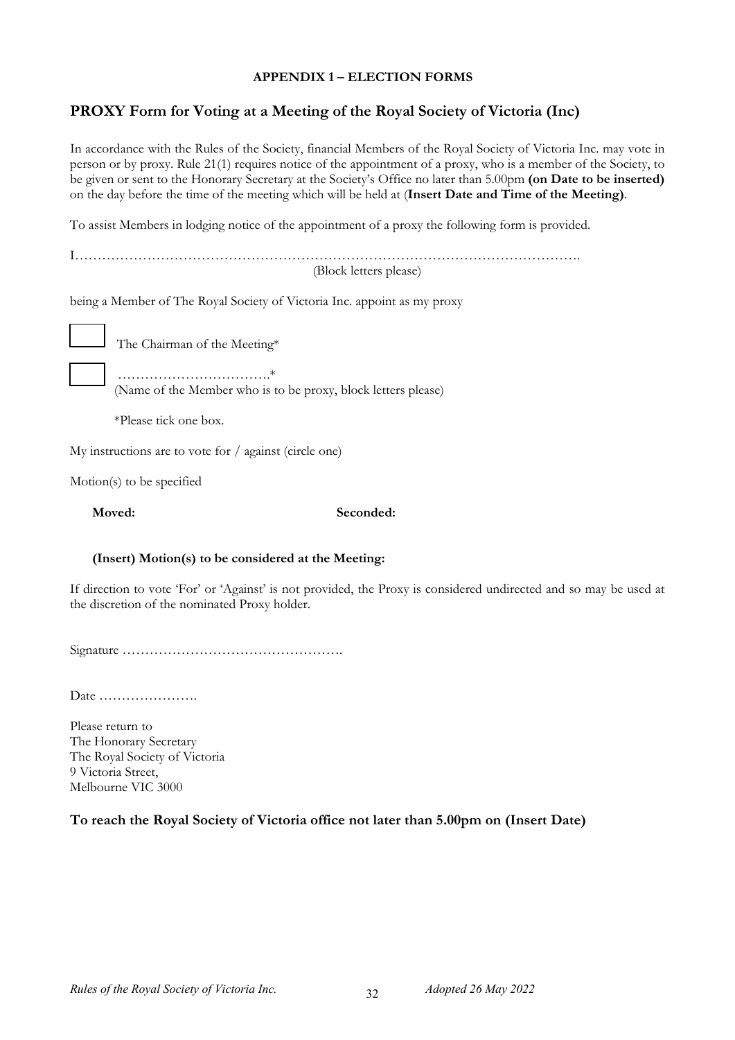**APPENDIX 1 – ELECTION FORMS**

## PROXY Form for Voting at a Meeting of the Royal Society of Victoria (Inc)

In accordance with the Rules of the Society, financial Members of the Royal Society of Victoria Inc. may vote in person or by proxy. Rule 21(1) requires notice of the appointment of a proxy, who is a member of the Society, to be given or sent to the Honorary Secretary at the Society's Office no later than 5.00pm **(on Date to be inserted)** on the day before the time of the meeting which will be held at (**Insert Date and Time of the Meeting)**.

To assist Members in lodging notice of the appointment of a proxy the following form is provided.

I…………………………………………………………………………………………………….

(Block letters please)

being a Member of The Royal Society of Victoria Inc. appoint as my proxy

☐ The Chairman of the Meeting*

☐ ……………………………..*
(Name of the Member who is to be proxy, block letters please)

*Please tick one box.

My instructions are to vote for / against (circle one)

Motion(s) to be specified

**Moved:** **Seconded:**

**(Insert) Motion(s) to be considered at the Meeting:**

If direction to vote 'For' or 'Against' is not provided, the Proxy is considered undirected and so may be used at the discretion of the nominated Proxy holder.

Signature ………………………………………….

Date ………………….

Please return to
The Honorary Secretary
The Royal Society of Victoria
9 Victoria Street,
Melbourne VIC 3000

**To reach the Royal Society of Victoria office not later than 5.00pm on (Insert Date)**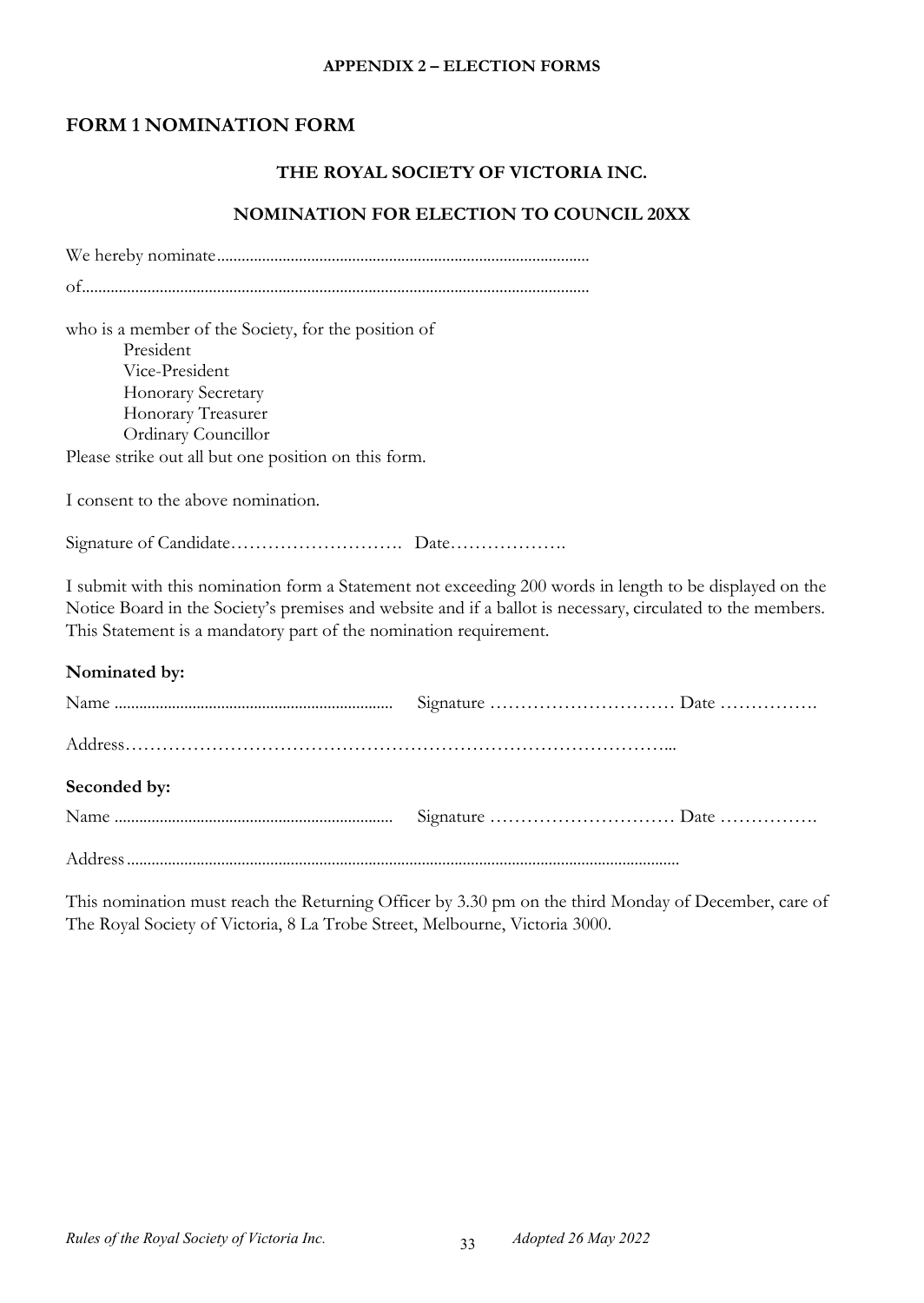**APPENDIX 2 – ELECTION FORMS**

## FORM 1 NOMINATION FORM

### THE ROYAL SOCIETY OF VICTORIA INC.

### NOMINATION FOR ELECTION TO COUNCIL 20XX

We hereby nominate..........................................................................................

of............................................................................................................................

who is a member of the Society, for the position of

President
Vice-President
Honorary Secretary
Honorary Treasurer
Ordinary Councillor

Please strike out all but one position on this form.

I consent to the above nomination.

Signature of Candidate………………………. Date……………….

I submit with this nomination form a Statement not exceeding 200 words in length to be displayed on the Notice Board in the Society's premises and website and if a ballot is necessary, circulated to the members. This Statement is a mandatory part of the nomination requirement.

**Nominated by:**

Name .................................................................. Signature ………………………… Date …………….

Address…………………………………………………………………………...

**Seconded by:**

Name .................................................................. Signature ………………………… Date …………….

Address.....................................................................................................................................

This nomination must reach the Returning Officer by 3.30 pm on the third Monday of December, care of The Royal Society of Victoria, 8 La Trobe Street, Melbourne, Victoria 3000.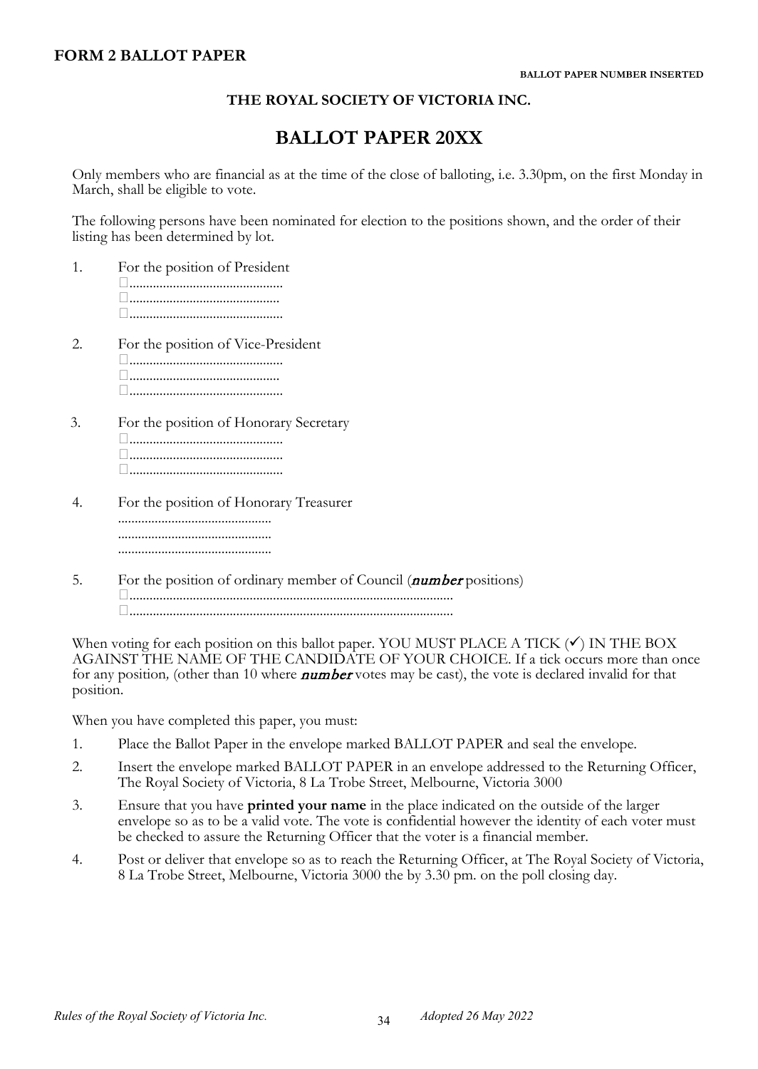**FORM 2 BALLOT PAPER**

**BALLOT PAPER NUMBER INSERTED**

**THE ROYAL SOCIETY OF VICTORIA INC.**

# BALLOT PAPER 20XX

Only members who are financial as at the time of the close of balloting, i.e. 3.30pm, on the first Monday in March, shall be eligible to vote.

The following persons have been nominated for election to the positions shown, and the order of their listing has been determined by lot.

1. For the position of President
   - ☐.............................................
   - ☐.............................................
   - ☐.............................................

2. For the position of Vice-President
   - ☐.............................................
   - ☐.............................................
   - ☐.............................................

3. For the position of Honorary Secretary
   - ☐.............................................
   - ☐.............................................
   - ☐.............................................

4. For the position of Honorary Treasurer
   - .............................................
   - .............................................
   - .............................................

5. For the position of ordinary member of Council (***number*** positions)
   - ☐...............................................................................................
   - ☐...............................................................................................

When voting for each position on this ballot paper. YOU MUST PLACE A TICK (✓) IN THE BOX AGAINST THE NAME OF THE CANDIDATE OF YOUR CHOICE. If a tick occurs more than once for any position*,* (other than 10 where ***number*** votes may be cast), the vote is declared invalid for that position.

When you have completed this paper, you must:

1. Place the Ballot Paper in the envelope marked BALLOT PAPER and seal the envelope.
2. Insert the envelope marked BALLOT PAPER in an envelope addressed to the Returning Officer, The Royal Society of Victoria, 8 La Trobe Street, Melbourne, Victoria 3000
3. Ensure that you have **printed your name** in the place indicated on the outside of the larger envelope so as to be a valid vote. The vote is confidential however the identity of each voter must be checked to assure the Returning Officer that the voter is a financial member.
4. Post or deliver that envelope so as to reach the Returning Officer, at The Royal Society of Victoria, 8 La Trobe Street, Melbourne, Victoria 3000 the by 3.30 pm. on the poll closing day.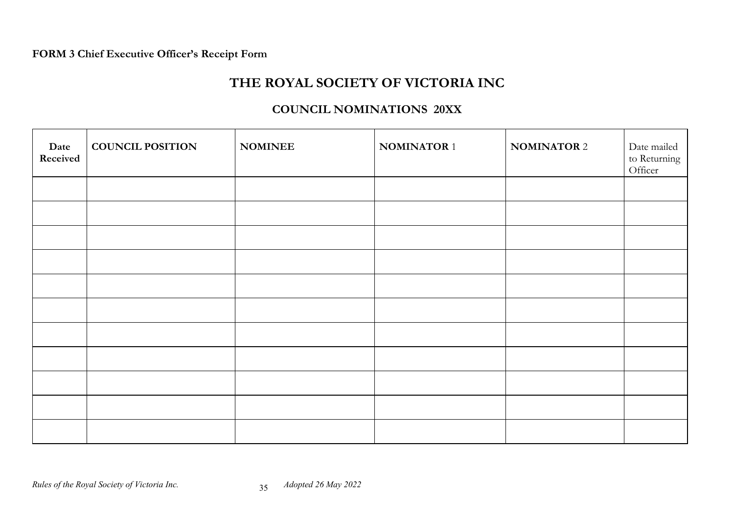**FORM 3 Chief Executive Officer's Receipt Form**

# THE ROYAL SOCIETY OF VICTORIA INC

## COUNCIL NOMINATIONS 20XX

| **Date Received** | **COUNCIL POSITION** | **NOMINEE** | **NOMINATOR** 1 | **NOMINATOR** 2 | Date mailed to Returning Officer |
|---|---|---|---|---|---|
| | | | | | |
| | | | | | |
| | | | | | |
| | | | | | |
| | | | | | |
| | | | | | |
| | | | | | |
| | | | | | |
| | | | | | |
| | | | | | |
| | | | | | |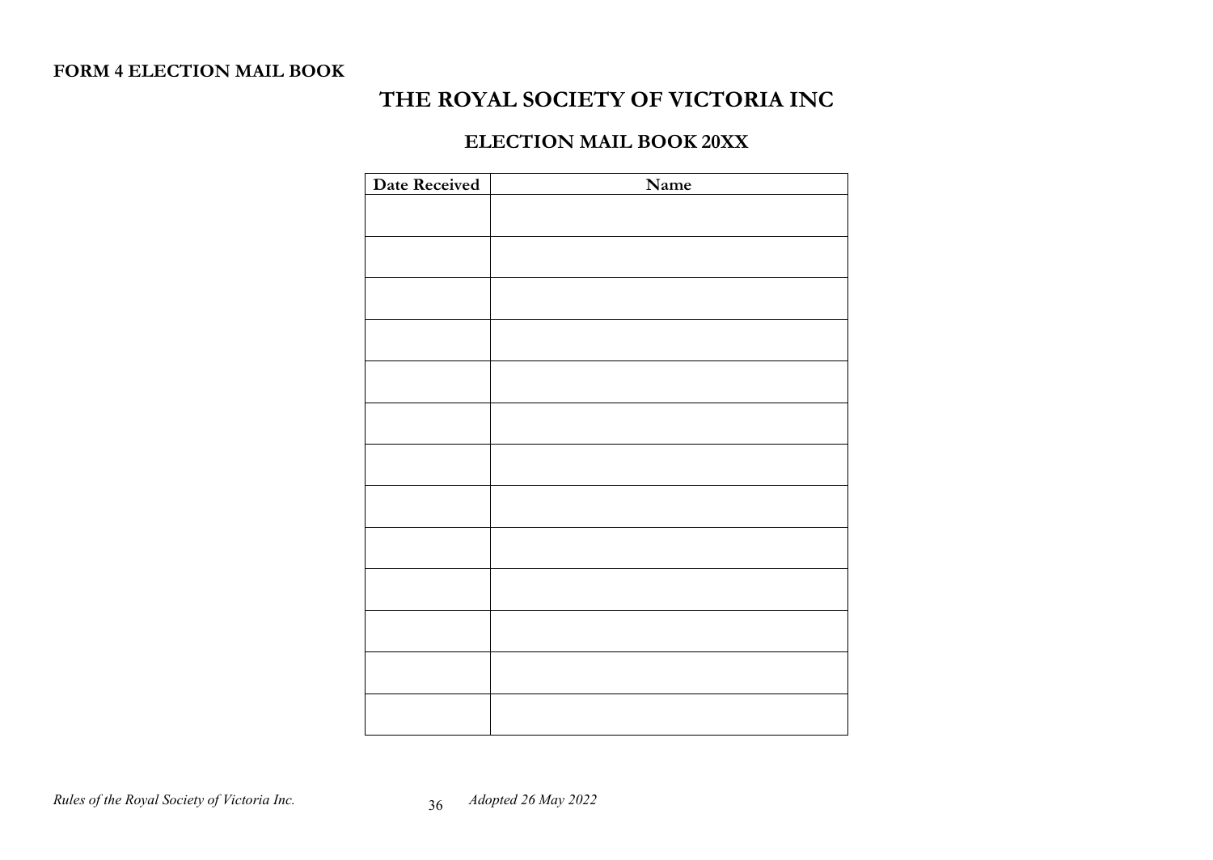**FORM 4 ELECTION MAIL BOOK**

# THE ROYAL SOCIETY OF VICTORIA INC

## ELECTION MAIL BOOK 20XX

| Date Received | Name |
|---|---|
| | |
| | |
| | |
| | |
| | |
| | |
| | |
| | |
| | |
| | |
| | |
| | |
| | |